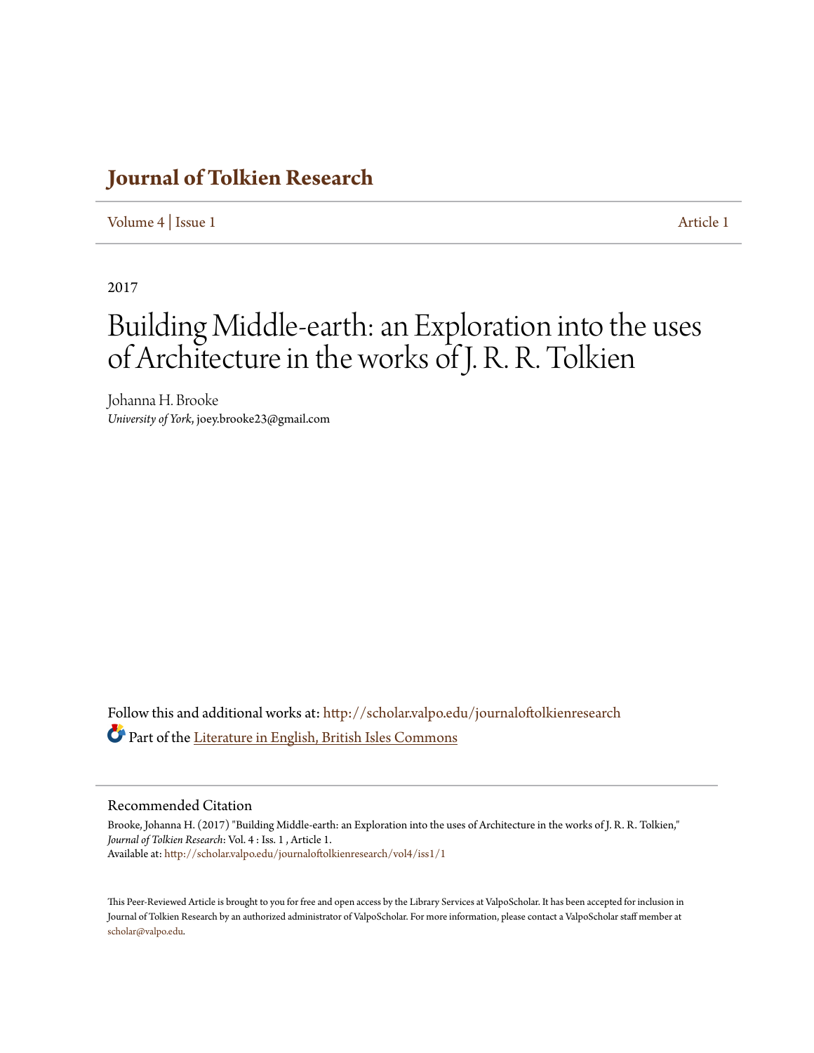# Journal of Tolkien Research

Volume 4 | Issue 1 Article 1

2017

## Building Middle-earth: an Exploration into the uses of Architecture in the works of J. R. R. Tolkien

Johanna H. Brooke
*University of York*, joey.brooke23@gmail.com

Follow this and additional works at: http://scholar.valpo.edu/journaloftolkienresearch

Part of the Literature in English, British Isles Commons

### Recommended Citation

Brooke, Johanna H. (2017) "Building Middle-earth: an Exploration into the uses of Architecture in the works of J. R. R. Tolkien," *Journal of Tolkien Research*: Vol. 4 : Iss. 1 , Article 1.
Available at: http://scholar.valpo.edu/journaloftolkienresearch/vol4/iss1/1

This Peer-Reviewed Article is brought to you for free and open access by the Library Services at ValpoScholar. It has been accepted for inclusion in Journal of Tolkien Research by an authorized administrator of ValpoScholar. For more information, please contact a ValpoScholar staff member at scholar@valpo.edu.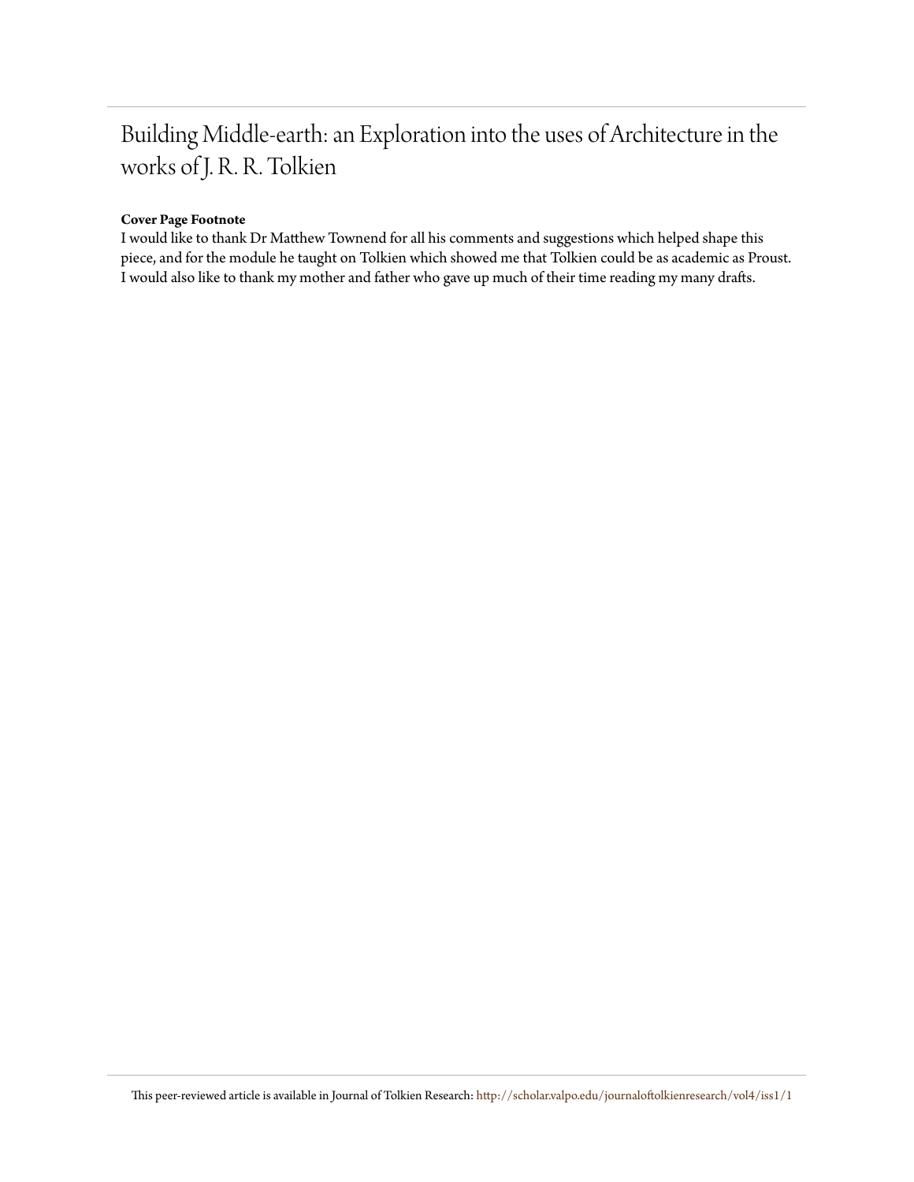# Building Middle-earth: an Exploration into the uses of Architecture in the works of J. R. R. Tolkien

**Cover Page Footnote**

I would like to thank Dr Matthew Townend for all his comments and suggestions which helped shape this piece, and for the module he taught on Tolkien which showed me that Tolkien could be as academic as Proust. I would also like to thank my mother and father who gave up much of their time reading my many drafts.

This peer-reviewed article is available in Journal of Tolkien Research: http://scholar.valpo.edu/journaloftolkienresearch/vol4/iss1/1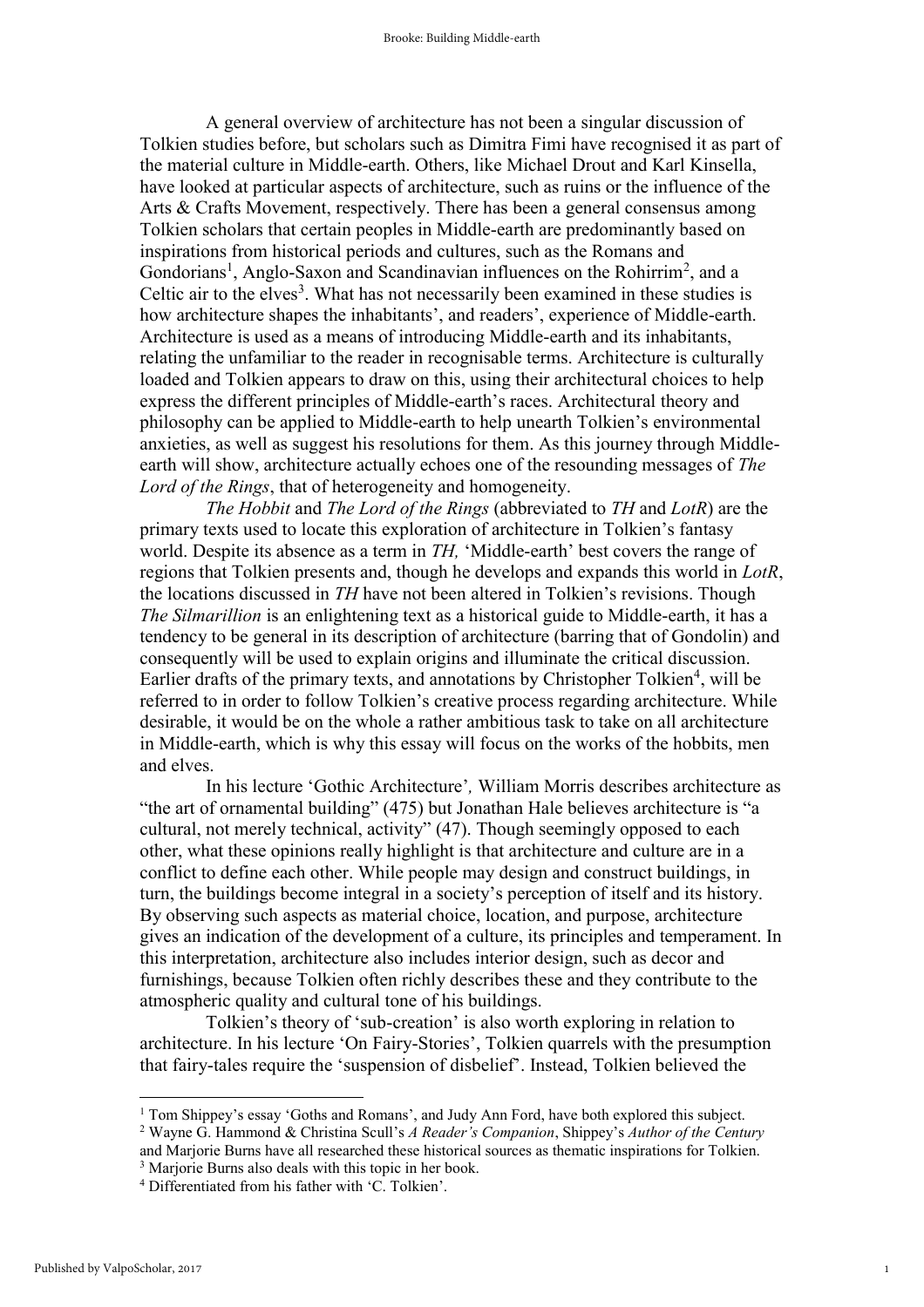A general overview of architecture has not been a singular discussion of Tolkien studies before, but scholars such as Dimitra Fimi have recognised it as part of the material culture in Middle-earth. Others, like Michael Drout and Karl Kinsella, have looked at particular aspects of architecture, such as ruins or the influence of the Arts & Crafts Movement, respectively. There has been a general consensus among Tolkien scholars that certain peoples in Middle-earth are predominantly based on inspirations from historical periods and cultures, such as the Romans and Gondorians[1], Anglo-Saxon and Scandinavian influences on the Rohirrim[2], and a Celtic air to the elves[3]. What has not necessarily been examined in these studies is how architecture shapes the inhabitants', and readers', experience of Middle-earth. Architecture is used as a means of introducing Middle-earth and its inhabitants, relating the unfamiliar to the reader in recognisable terms. Architecture is culturally loaded and Tolkien appears to draw on this, using their architectural choices to help express the different principles of Middle-earth's races. Architectural theory and philosophy can be applied to Middle-earth to help unearth Tolkien's environmental anxieties, as well as suggest his resolutions for them. As this journey through Middle-earth will show, architecture actually echoes one of the resounding messages of *The Lord of the Rings*, that of heterogeneity and homogeneity.

*The Hobbit* and *The Lord of the Rings* (abbreviated to *TH* and *LotR*) are the primary texts used to locate this exploration of architecture in Tolkien's fantasy world. Despite its absence as a term in *TH,* 'Middle-earth' best covers the range of regions that Tolkien presents and, though he develops and expands this world in *LotR*, the locations discussed in *TH* have not been altered in Tolkien's revisions. Though *The Silmarillion* is an enlightening text as a historical guide to Middle-earth, it has a tendency to be general in its description of architecture (barring that of Gondolin) and consequently will be used to explain origins and illuminate the critical discussion. Earlier drafts of the primary texts, and annotations by Christopher Tolkien[4], will be referred to in order to follow Tolkien's creative process regarding architecture. While desirable, it would be on the whole a rather ambitious task to take on all architecture in Middle-earth, which is why this essay will focus on the works of the hobbits, men and elves.

In his lecture 'Gothic Architecture'*,* William Morris describes architecture as "the art of ornamental building" (475) but Jonathan Hale believes architecture is "a cultural, not merely technical, activity" (47). Though seemingly opposed to each other, what these opinions really highlight is that architecture and culture are in a conflict to define each other. While people may design and construct buildings, in turn, the buildings become integral in a society's perception of itself and its history. By observing such aspects as material choice, location, and purpose, architecture gives an indication of the development of a culture, its principles and temperament. In this interpretation, architecture also includes interior design, such as decor and furnishings, because Tolkien often richly describes these and they contribute to the atmospheric quality and cultural tone of his buildings.

Tolkien's theory of 'sub-creation' is also worth exploring in relation to architecture. In his lecture 'On Fairy-Stories', Tolkien quarrels with the presumption that fairy-tales require the 'suspension of disbelief'. Instead, Tolkien believed the

---

[1] Tom Shippey's essay 'Goths and Romans', and Judy Ann Ford, have both explored this subject.

[2] Wayne G. Hammond & Christina Scull's *A Reader's Companion*, Shippey's *Author of the Century* and Marjorie Burns have all researched these historical sources as thematic inspirations for Tolkien.

[3] Marjorie Burns also deals with this topic in her book.

[4] Differentiated from his father with 'C. Tolkien'.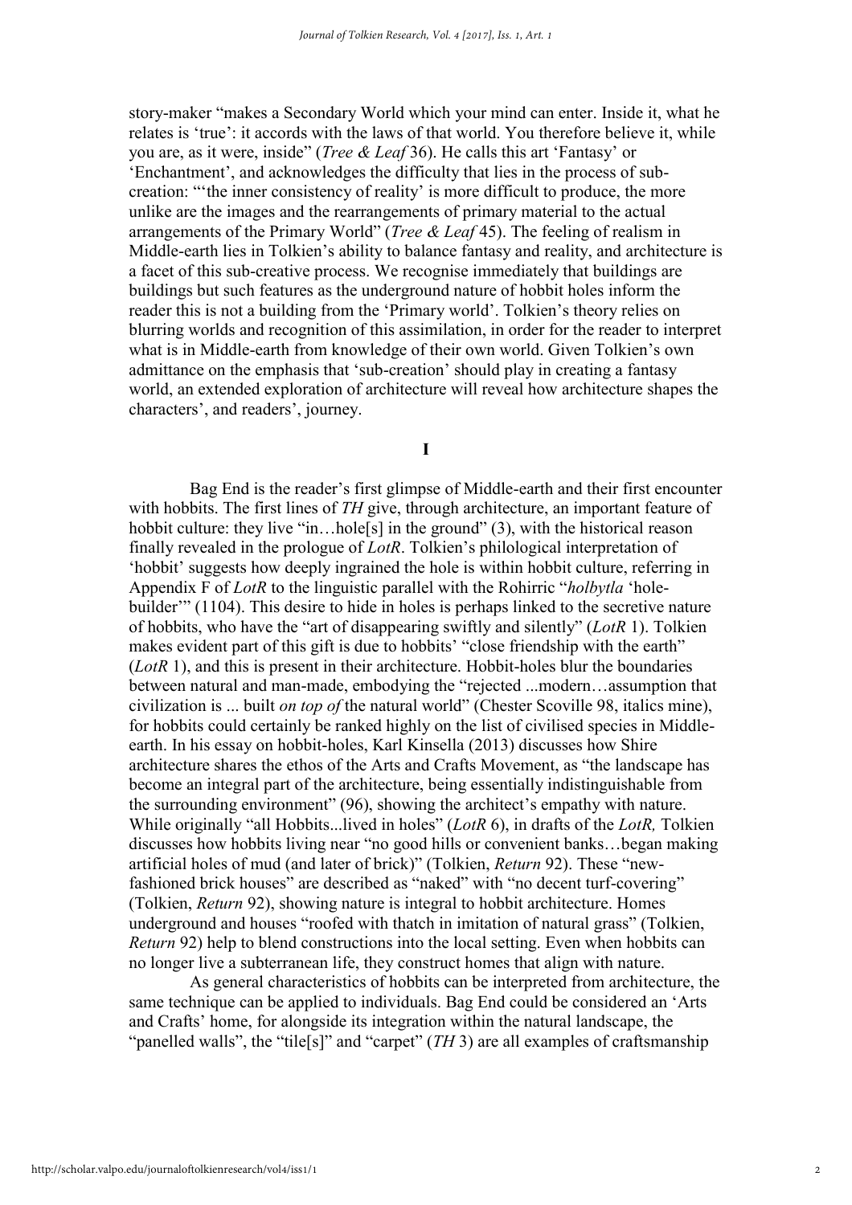story-maker "makes a Secondary World which your mind can enter. Inside it, what he relates is 'true': it accords with the laws of that world. You therefore believe it, while you are, as it were, inside" (*Tree & Leaf* 36). He calls this art 'Fantasy' or 'Enchantment', and acknowledges the difficulty that lies in the process of sub-creation: "'the inner consistency of reality' is more difficult to produce, the more unlike are the images and the rearrangements of primary material to the actual arrangements of the Primary World" (*Tree & Leaf* 45). The feeling of realism in Middle-earth lies in Tolkien's ability to balance fantasy and reality, and architecture is a facet of this sub-creative process. We recognise immediately that buildings are buildings but such features as the underground nature of hobbit holes inform the reader this is not a building from the 'Primary world'. Tolkien's theory relies on blurring worlds and recognition of this assimilation, in order for the reader to interpret what is in Middle-earth from knowledge of their own world. Given Tolkien's own admittance on the emphasis that 'sub-creation' should play in creating a fantasy world, an extended exploration of architecture will reveal how architecture shapes the characters', and readers', journey.

**I**

Bag End is the reader's first glimpse of Middle-earth and their first encounter with hobbits. The first lines of *TH* give, through architecture, an important feature of hobbit culture: they live "in…hole[s] in the ground" (3), with the historical reason finally revealed in the prologue of *LotR*. Tolkien's philological interpretation of 'hobbit' suggests how deeply ingrained the hole is within hobbit culture, referring in Appendix F of *LotR* to the linguistic parallel with the Rohirric "*holbytla* 'hole-builder'" (1104). This desire to hide in holes is perhaps linked to the secretive nature of hobbits, who have the "art of disappearing swiftly and silently" (*LotR* 1). Tolkien makes evident part of this gift is due to hobbits' "close friendship with the earth" (*LotR* 1), and this is present in their architecture. Hobbit-holes blur the boundaries between natural and man-made, embodying the "rejected ...modern…assumption that civilization is ... built *on top of* the natural world" (Chester Scoville 98, italics mine), for hobbits could certainly be ranked highly on the list of civilised species in Middle-earth. In his essay on hobbit-holes, Karl Kinsella (2013) discusses how Shire architecture shares the ethos of the Arts and Crafts Movement, as "the landscape has become an integral part of the architecture, being essentially indistinguishable from the surrounding environment" (96), showing the architect's empathy with nature. While originally "all Hobbits...lived in holes" (*LotR* 6), in drafts of the *LotR,* Tolkien discusses how hobbits living near "no good hills or convenient banks…began making artificial holes of mud (and later of brick)" (Tolkien, *Return* 92). These "new-fashioned brick houses" are described as "naked" with "no decent turf-covering" (Tolkien, *Return* 92), showing nature is integral to hobbit architecture. Homes underground and houses "roofed with thatch in imitation of natural grass" (Tolkien, *Return* 92) help to blend constructions into the local setting. Even when hobbits can no longer live a subterranean life, they construct homes that align with nature.

As general characteristics of hobbits can be interpreted from architecture, the same technique can be applied to individuals. Bag End could be considered an 'Arts and Crafts' home, for alongside its integration within the natural landscape, the "panelled walls", the "tile[s]" and "carpet" (*TH* 3) are all examples of craftsmanship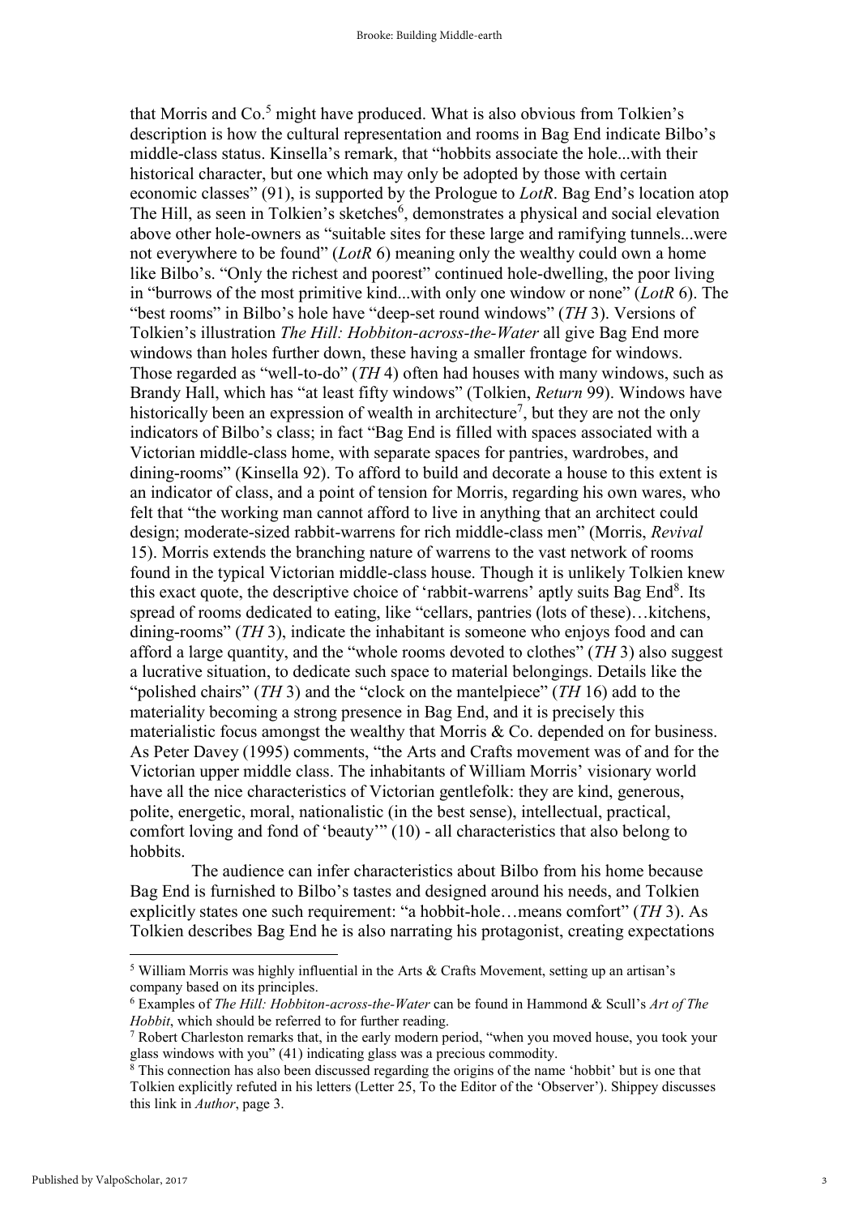that Morris and Co.[5] might have produced. What is also obvious from Tolkien's description is how the cultural representation and rooms in Bag End indicate Bilbo's middle-class status. Kinsella's remark, that "hobbits associate the hole...with their historical character, but one which may only be adopted by those with certain economic classes" (91), is supported by the Prologue to *LotR*. Bag End's location atop The Hill, as seen in Tolkien's sketches[6], demonstrates a physical and social elevation above other hole-owners as "suitable sites for these large and ramifying tunnels...were not everywhere to be found" (*LotR* 6) meaning only the wealthy could own a home like Bilbo's. "Only the richest and poorest" continued hole-dwelling, the poor living in "burrows of the most primitive kind...with only one window or none" (*LotR* 6). The "best rooms" in Bilbo's hole have "deep-set round windows" (*TH* 3). Versions of Tolkien's illustration *The Hill: Hobbiton-across-the-Water* all give Bag End more windows than holes further down, these having a smaller frontage for windows. Those regarded as "well-to-do" (*TH* 4) often had houses with many windows, such as Brandy Hall, which has "at least fifty windows" (Tolkien, *Return* 99). Windows have historically been an expression of wealth in architecture[7], but they are not the only indicators of Bilbo's class; in fact "Bag End is filled with spaces associated with a Victorian middle-class home, with separate spaces for pantries, wardrobes, and dining-rooms" (Kinsella 92). To afford to build and decorate a house to this extent is an indicator of class, and a point of tension for Morris, regarding his own wares, who felt that "the working man cannot afford to live in anything that an architect could design; moderate-sized rabbit-warrens for rich middle-class men" (Morris, *Revival* 15). Morris extends the branching nature of warrens to the vast network of rooms found in the typical Victorian middle-class house. Though it is unlikely Tolkien knew this exact quote, the descriptive choice of 'rabbit-warrens' aptly suits Bag End[8]. Its spread of rooms dedicated to eating, like "cellars, pantries (lots of these)…kitchens, dining-rooms" (*TH* 3), indicate the inhabitant is someone who enjoys food and can afford a large quantity, and the "whole rooms devoted to clothes" (*TH* 3) also suggest a lucrative situation, to dedicate such space to material belongings. Details like the "polished chairs" (*TH* 3) and the "clock on the mantelpiece" (*TH* 16) add to the materiality becoming a strong presence in Bag End, and it is precisely this materialistic focus amongst the wealthy that Morris & Co. depended on for business. As Peter Davey (1995) comments, "the Arts and Crafts movement was of and for the Victorian upper middle class. The inhabitants of William Morris' visionary world have all the nice characteristics of Victorian gentlefolk: they are kind, generous, polite, energetic, moral, nationalistic (in the best sense), intellectual, practical, comfort loving and fond of 'beauty'" (10) - all characteristics that also belong to hobbits.

The audience can infer characteristics about Bilbo from his home because Bag End is furnished to Bilbo's tastes and designed around his needs, and Tolkien explicitly states one such requirement: "a hobbit-hole…means comfort" (*TH* 3). As Tolkien describes Bag End he is also narrating his protagonist, creating expectations

---

[5] William Morris was highly influential in the Arts & Crafts Movement, setting up an artisan's company based on its principles.

[6] Examples of *The Hill: Hobbiton-across-the-Water* can be found in Hammond & Scull's *Art of The Hobbit*, which should be referred to for further reading.

[7] Robert Charleston remarks that, in the early modern period, "when you moved house, you took your glass windows with you" (41) indicating glass was a precious commodity.

[8] This connection has also been discussed regarding the origins of the name 'hobbit' but is one that Tolkien explicitly refuted in his letters (Letter 25, To the Editor of the 'Observer'). Shippey discusses this link in *Author*, page 3.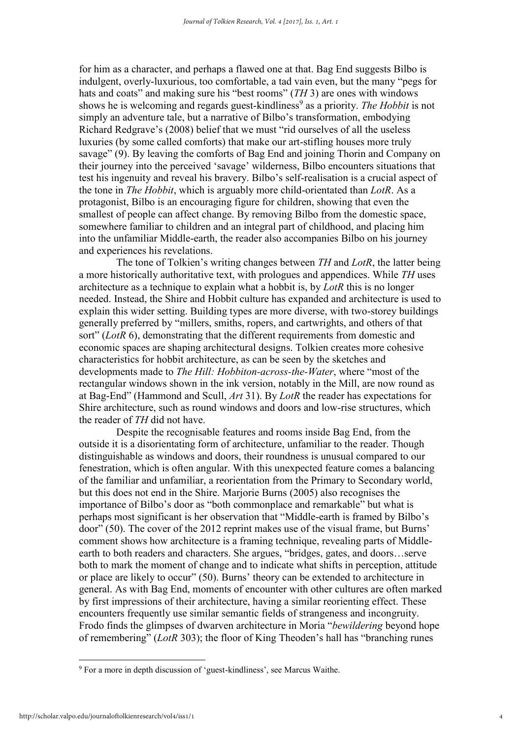for him as a character, and perhaps a flawed one at that. Bag End suggests Bilbo is indulgent, overly-luxurious, too comfortable, a tad vain even, but the many "pegs for hats and coats" and making sure his "best rooms" (*TH* 3) are ones with windows shows he is welcoming and regards guest-kindliness[9] as a priority. *The Hobbit* is not simply an adventure tale, but a narrative of Bilbo's transformation, embodying Richard Redgrave's (2008) belief that we must "rid ourselves of all the useless luxuries (by some called comforts) that make our art-stifling houses more truly savage" (9). By leaving the comforts of Bag End and joining Thorin and Company on their journey into the perceived 'savage' wilderness, Bilbo encounters situations that test his ingenuity and reveal his bravery. Bilbo's self-realisation is a crucial aspect of the tone in *The Hobbit*, which is arguably more child-orientated than *LotR*. As a protagonist, Bilbo is an encouraging figure for children, showing that even the smallest of people can affect change. By removing Bilbo from the domestic space, somewhere familiar to children and an integral part of childhood, and placing him into the unfamiliar Middle-earth, the reader also accompanies Bilbo on his journey and experiences his revelations.

The tone of Tolkien's writing changes between *TH* and *LotR*, the latter being a more historically authoritative text, with prologues and appendices. While *TH* uses architecture as a technique to explain what a hobbit is, by *LotR* this is no longer needed. Instead, the Shire and Hobbit culture has expanded and architecture is used to explain this wider setting. Building types are more diverse, with two-storey buildings generally preferred by "millers, smiths, ropers, and cartwrights, and others of that sort" (*LotR* 6), demonstrating that the different requirements from domestic and economic spaces are shaping architectural designs. Tolkien creates more cohesive characteristics for hobbit architecture, as can be seen by the sketches and developments made to *The Hill: Hobbiton-across-the-Water*, where "most of the rectangular windows shown in the ink version, notably in the Mill, are now round as at Bag-End" (Hammond and Scull, *Art* 31). By *LotR* the reader has expectations for Shire architecture, such as round windows and doors and low-rise structures, which the reader of *TH* did not have.

Despite the recognisable features and rooms inside Bag End, from the outside it is a disorientating form of architecture, unfamiliar to the reader. Though distinguishable as windows and doors, their roundness is unusual compared to our fenestration, which is often angular. With this unexpected feature comes a balancing of the familiar and unfamiliar, a reorientation from the Primary to Secondary world, but this does not end in the Shire. Marjorie Burns (2005) also recognises the importance of Bilbo's door as "both commonplace and remarkable" but what is perhaps most significant is her observation that "Middle-earth is framed by Bilbo's door" (50). The cover of the 2012 reprint makes use of the visual frame, but Burns' comment shows how architecture is a framing technique, revealing parts of Middle-earth to both readers and characters. She argues, "bridges, gates, and doors…serve both to mark the moment of change and to indicate what shifts in perception, attitude or place are likely to occur" (50). Burns' theory can be extended to architecture in general. As with Bag End, moments of encounter with other cultures are often marked by first impressions of their architecture, having a similar reorienting effect. These encounters frequently use similar semantic fields of strangeness and incongruity. Frodo finds the glimpses of dwarven architecture in Moria "*bewildering* beyond hope of remembering" (*LotR* 303); the floor of King Theoden's hall has "branching runes

[9] For a more in depth discussion of 'guest-kindliness', see Marcus Waithe.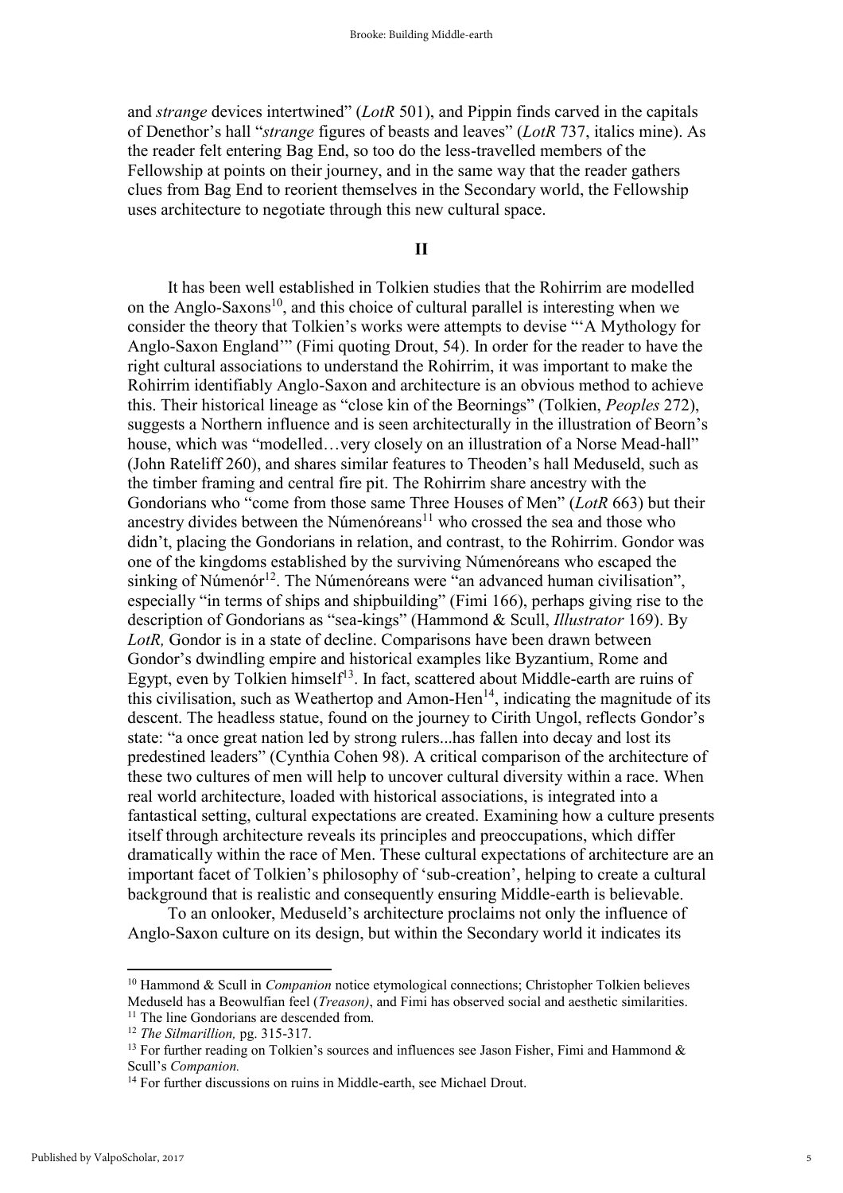and *strange* devices intertwined" (*LotR* 501), and Pippin finds carved in the capitals of Denethor's hall "*strange* figures of beasts and leaves" (*LotR* 737, italics mine). As the reader felt entering Bag End, so too do the less-travelled members of the Fellowship at points on their journey, and in the same way that the reader gathers clues from Bag End to reorient themselves in the Secondary world, the Fellowship uses architecture to negotiate through this new cultural space.

## II

It has been well established in Tolkien studies that the Rohirrim are modelled on the Anglo-Saxons[10], and this choice of cultural parallel is interesting when we consider the theory that Tolkien's works were attempts to devise "'A Mythology for Anglo-Saxon England'" (Fimi quoting Drout, 54). In order for the reader to have the right cultural associations to understand the Rohirrim, it was important to make the Rohirrim identifiably Anglo-Saxon and architecture is an obvious method to achieve this. Their historical lineage as "close kin of the Beornings" (Tolkien, *Peoples* 272), suggests a Northern influence and is seen architecturally in the illustration of Beorn's house, which was "modelled…very closely on an illustration of a Norse Mead-hall" (John Rateliff 260), and shares similar features to Theoden's hall Meduseld, such as the timber framing and central fire pit. The Rohirrim share ancestry with the Gondorians who "come from those same Three Houses of Men" (*LotR* 663) but their ancestry divides between the Númenóreans[11] who crossed the sea and those who didn't, placing the Gondorians in relation, and contrast, to the Rohirrim. Gondor was one of the kingdoms established by the surviving Númenóreans who escaped the sinking of Númenór[12]. The Númenóreans were "an advanced human civilisation", especially "in terms of ships and shipbuilding" (Fimi 166), perhaps giving rise to the description of Gondorians as "sea-kings" (Hammond & Scull, *Illustrator* 169). By *LotR,* Gondor is in a state of decline. Comparisons have been drawn between Gondor's dwindling empire and historical examples like Byzantium, Rome and Egypt, even by Tolkien himself[13]. In fact, scattered about Middle-earth are ruins of this civilisation, such as Weathertop and Amon-Hen[14], indicating the magnitude of its descent. The headless statue, found on the journey to Cirith Ungol, reflects Gondor's state: "a once great nation led by strong rulers...has fallen into decay and lost its predestined leaders" (Cynthia Cohen 98). A critical comparison of the architecture of these two cultures of men will help to uncover cultural diversity within a race. When real world architecture, loaded with historical associations, is integrated into a fantastical setting, cultural expectations are created. Examining how a culture presents itself through architecture reveals its principles and preoccupations, which differ dramatically within the race of Men. These cultural expectations of architecture are an important facet of Tolkien's philosophy of 'sub-creation', helping to create a cultural background that is realistic and consequently ensuring Middle-earth is believable.

To an onlooker, Meduseld's architecture proclaims not only the influence of Anglo-Saxon culture on its design, but within the Secondary world it indicates its

---

[10] Hammond & Scull in *Companion* notice etymological connections; Christopher Tolkien believes Meduseld has a Beowulfian feel (*Treason)*, and Fimi has observed social and aesthetic similarities.

[11] The line Gondorians are descended from.

[12] *The Silmarillion,* pg. 315-317.

[13] For further reading on Tolkien's sources and influences see Jason Fisher, Fimi and Hammond & Scull's *Companion.*

[14] For further discussions on ruins in Middle-earth, see Michael Drout.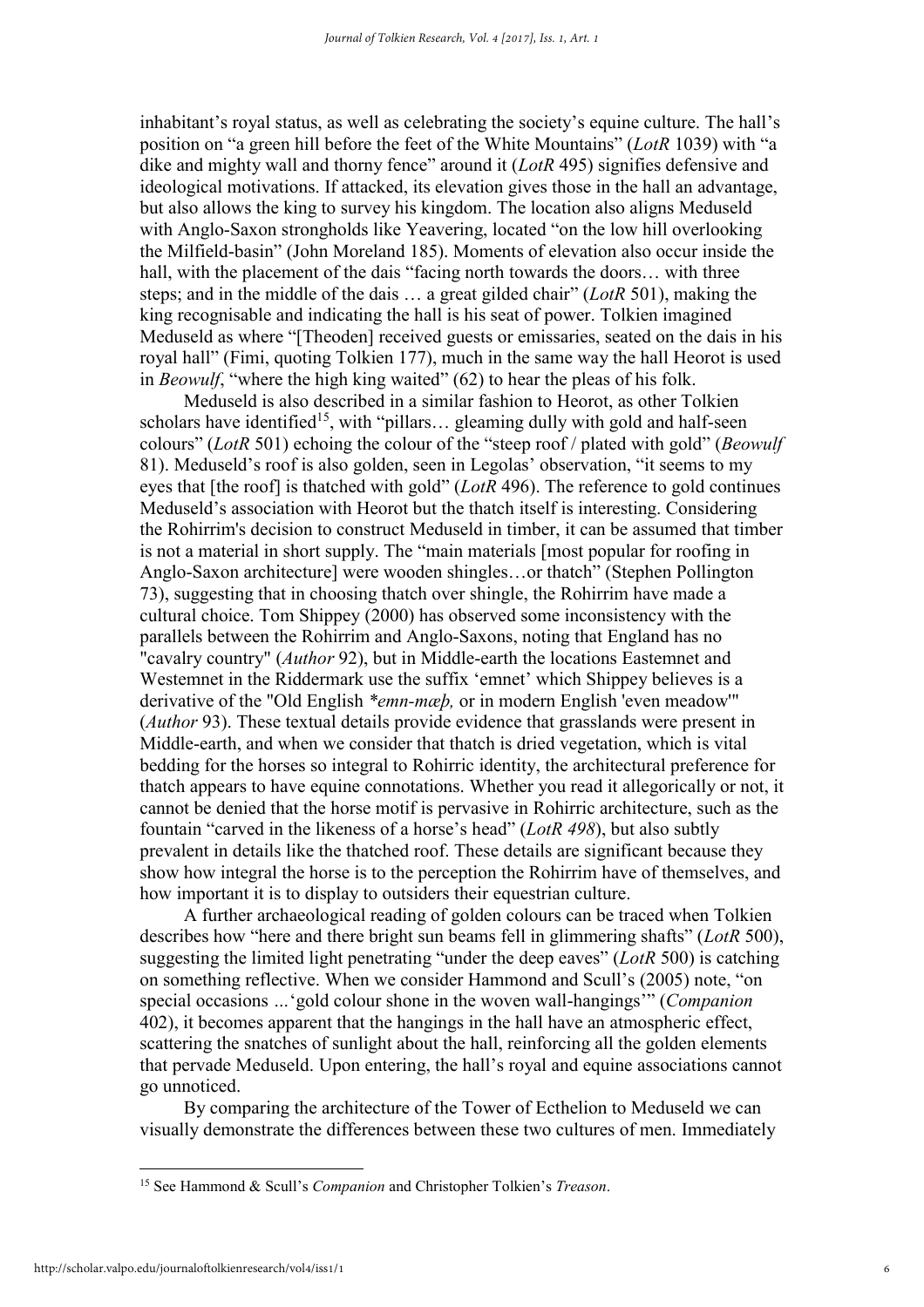inhabitant's royal status, as well as celebrating the society's equine culture. The hall's position on "a green hill before the feet of the White Mountains" (*LotR* 1039) with "a dike and mighty wall and thorny fence" around it (*LotR* 495) signifies defensive and ideological motivations. If attacked, its elevation gives those in the hall an advantage, but also allows the king to survey his kingdom. The location also aligns Meduseld with Anglo-Saxon strongholds like Yeavering, located "on the low hill overlooking the Milfield-basin" (John Moreland 185). Moments of elevation also occur inside the hall, with the placement of the dais "facing north towards the doors… with three steps; and in the middle of the dais … a great gilded chair" (*LotR* 501), making the king recognisable and indicating the hall is his seat of power. Tolkien imagined Meduseld as where "[Theoden] received guests or emissaries, seated on the dais in his royal hall" (Fimi, quoting Tolkien 177), much in the same way the hall Heorot is used in *Beowulf*, "where the high king waited" (62) to hear the pleas of his folk.

Meduseld is also described in a similar fashion to Heorot, as other Tolkien scholars have identified[15], with "pillars… gleaming dully with gold and half-seen colours" (*LotR* 501) echoing the colour of the "steep roof / plated with gold" (*Beowulf* 81). Meduseld's roof is also golden, seen in Legolas' observation, "it seems to my eyes that [the roof] is thatched with gold" (*LotR* 496). The reference to gold continues Meduseld's association with Heorot but the thatch itself is interesting. Considering the Rohirrim's decision to construct Meduseld in timber, it can be assumed that timber is not a material in short supply. The "main materials [most popular for roofing in Anglo-Saxon architecture] were wooden shingles…or thatch" (Stephen Pollington 73), suggesting that in choosing thatch over shingle, the Rohirrim have made a cultural choice. Tom Shippey (2000) has observed some inconsistency with the parallels between the Rohirrim and Anglo-Saxons, noting that England has no "cavalry country" (*Author* 92), but in Middle-earth the locations Eastemnet and Westemnet in the Riddermark use the suffix 'emnet' which Shippey believes is a derivative of the "Old English *\*emn-mæþ,* or in modern English 'even meadow'" (*Author* 93). These textual details provide evidence that grasslands were present in Middle-earth, and when we consider that thatch is dried vegetation, which is vital bedding for the horses so integral to Rohirric identity, the architectural preference for thatch appears to have equine connotations. Whether you read it allegorically or not, it cannot be denied that the horse motif is pervasive in Rohirric architecture, such as the fountain "carved in the likeness of a horse's head" (*LotR 498*), but also subtly prevalent in details like the thatched roof. These details are significant because they show how integral the horse is to the perception the Rohirrim have of themselves, and how important it is to display to outsiders their equestrian culture.

A further archaeological reading of golden colours can be traced when Tolkien describes how "here and there bright sun beams fell in glimmering shafts" (*LotR* 500), suggesting the limited light penetrating "under the deep eaves" (*LotR* 500) is catching on something reflective. When we consider Hammond and Scull's (2005) note, "on special occasions ...'gold colour shone in the woven wall-hangings'" (*Companion* 402), it becomes apparent that the hangings in the hall have an atmospheric effect, scattering the snatches of sunlight about the hall, reinforcing all the golden elements that pervade Meduseld. Upon entering, the hall's royal and equine associations cannot go unnoticed.

By comparing the architecture of the Tower of Ecthelion to Meduseld we can visually demonstrate the differences between these two cultures of men. Immediately

[15] See Hammond & Scull's *Companion* and Christopher Tolkien's *Treason*.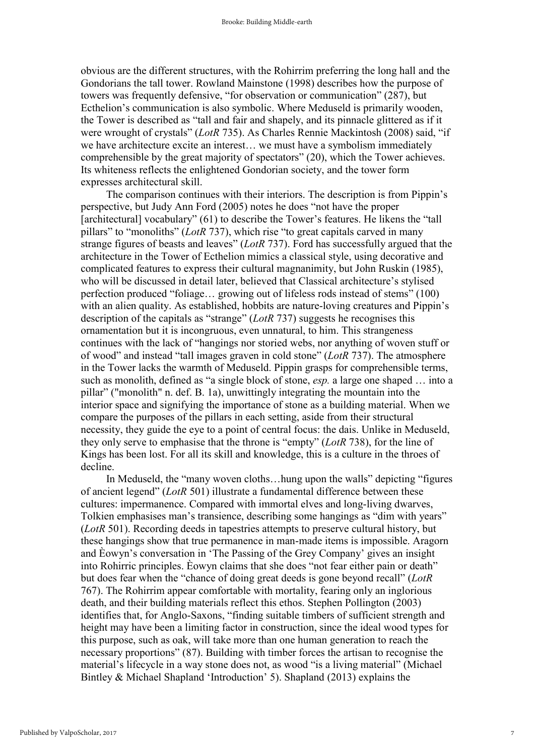obvious are the different structures, with the Rohirrim preferring the long hall and the Gondorians the tall tower. Rowland Mainstone (1998) describes how the purpose of towers was frequently defensive, "for observation or communication" (287), but Ecthelion's communication is also symbolic. Where Meduseld is primarily wooden, the Tower is described as "tall and fair and shapely, and its pinnacle glittered as if it were wrought of crystals" (*LotR* 735). As Charles Rennie Mackintosh (2008) said, "if we have architecture excite an interest… we must have a symbolism immediately comprehensible by the great majority of spectators" (20), which the Tower achieves. Its whiteness reflects the enlightened Gondorian society, and the tower form expresses architectural skill.

The comparison continues with their interiors. The description is from Pippin's perspective, but Judy Ann Ford (2005) notes he does "not have the proper [architectural] vocabulary" (61) to describe the Tower's features. He likens the "tall pillars" to "monoliths" (*LotR* 737), which rise "to great capitals carved in many strange figures of beasts and leaves" (*LotR* 737). Ford has successfully argued that the architecture in the Tower of Ecthelion mimics a classical style, using decorative and complicated features to express their cultural magnanimity, but John Ruskin (1985), who will be discussed in detail later, believed that Classical architecture's stylised perfection produced "foliage… growing out of lifeless rods instead of stems" (100) with an alien quality. As established, hobbits are nature-loving creatures and Pippin's description of the capitals as "strange" (*LotR* 737) suggests he recognises this ornamentation but it is incongruous, even unnatural, to him. This strangeness continues with the lack of "hangings nor storied webs, nor anything of woven stuff or of wood" and instead "tall images graven in cold stone" (*LotR* 737). The atmosphere in the Tower lacks the warmth of Meduseld. Pippin grasps for comprehensible terms, such as monolith, defined as "a single block of stone, *esp.* a large one shaped … into a pillar" ("monolith" n. def. B. 1a), unwittingly integrating the mountain into the interior space and signifying the importance of stone as a building material. When we compare the purposes of the pillars in each setting, aside from their structural necessity, they guide the eye to a point of central focus: the dais. Unlike in Meduseld, they only serve to emphasise that the throne is "empty" (*LotR* 738), for the line of Kings has been lost. For all its skill and knowledge, this is a culture in the throes of decline.

In Meduseld, the "many woven cloths…hung upon the walls" depicting "figures of ancient legend" (*LotR* 501) illustrate a fundamental difference between these cultures: impermanence. Compared with immortal elves and long-living dwarves, Tolkien emphasises man's transience, describing some hangings as "dim with years" (*LotR* 501). Recording deeds in tapestries attempts to preserve cultural history, but these hangings show that true permanence in man-made items is impossible. Aragorn and Èowyn's conversation in 'The Passing of the Grey Company' gives an insight into Rohirric principles. Èowyn claims that she does "not fear either pain or death" but does fear when the "chance of doing great deeds is gone beyond recall" (*LotR* 767). The Rohirrim appear comfortable with mortality, fearing only an inglorious death, and their building materials reflect this ethos. Stephen Pollington (2003) identifies that, for Anglo-Saxons, "finding suitable timbers of sufficient strength and height may have been a limiting factor in construction, since the ideal wood types for this purpose, such as oak, will take more than one human generation to reach the necessary proportions" (87). Building with timber forces the artisan to recognise the material's lifecycle in a way stone does not, as wood "is a living material" (Michael Bintley & Michael Shapland 'Introduction' 5). Shapland (2013) explains the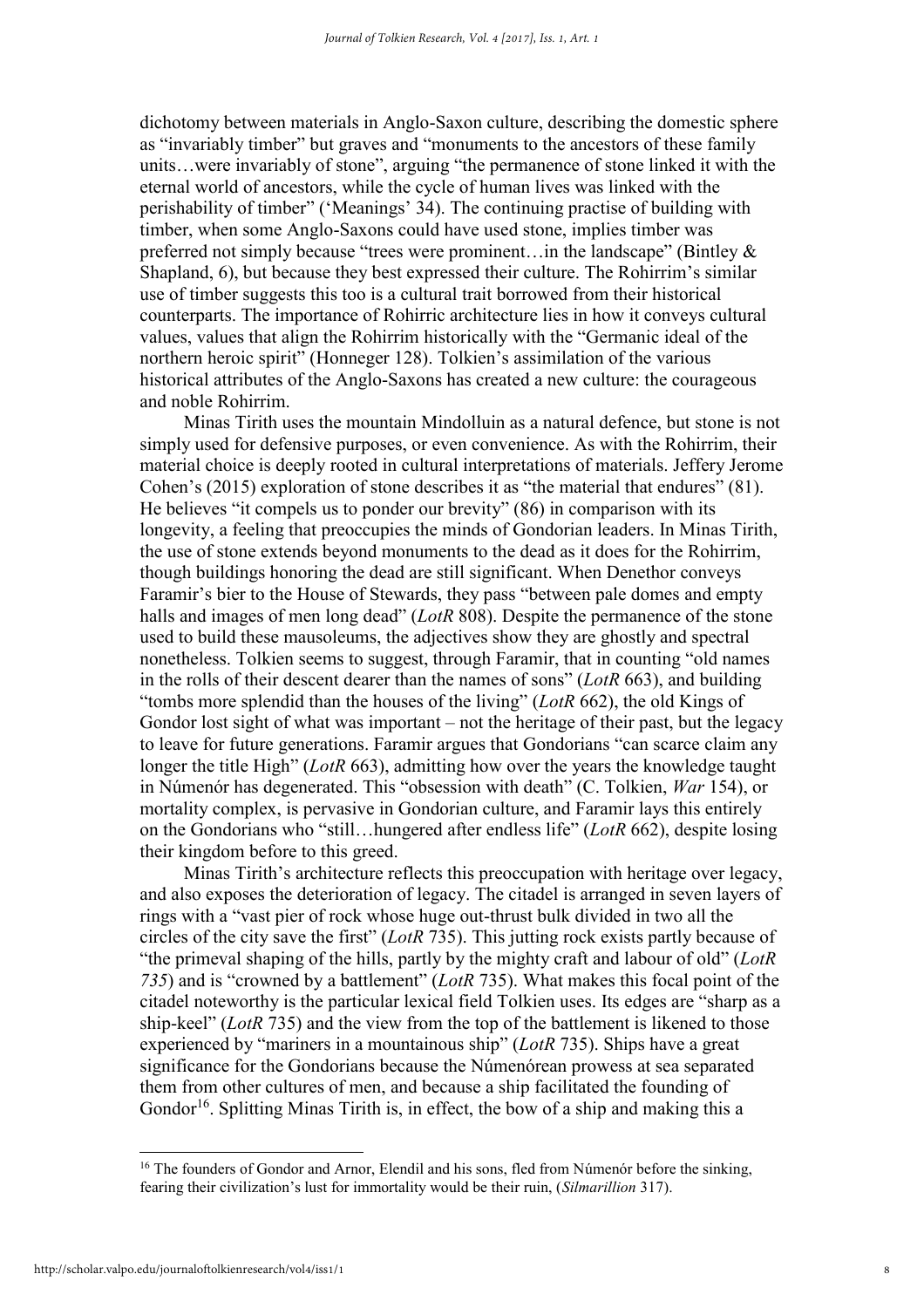dichotomy between materials in Anglo-Saxon culture, describing the domestic sphere as "invariably timber" but graves and "monuments to the ancestors of these family units…were invariably of stone", arguing "the permanence of stone linked it with the eternal world of ancestors, while the cycle of human lives was linked with the perishability of timber" ('Meanings' 34). The continuing practise of building with timber, when some Anglo-Saxons could have used stone, implies timber was preferred not simply because "trees were prominent…in the landscape" (Bintley & Shapland, 6), but because they best expressed their culture. The Rohirrim's similar use of timber suggests this too is a cultural trait borrowed from their historical counterparts. The importance of Rohirric architecture lies in how it conveys cultural values, values that align the Rohirrim historically with the "Germanic ideal of the northern heroic spirit" (Honneger 128). Tolkien's assimilation of the various historical attributes of the Anglo-Saxons has created a new culture: the courageous and noble Rohirrim.

Minas Tirith uses the mountain Mindolluin as a natural defence, but stone is not simply used for defensive purposes, or even convenience. As with the Rohirrim, their material choice is deeply rooted in cultural interpretations of materials. Jeffery Jerome Cohen's (2015) exploration of stone describes it as "the material that endures" (81). He believes "it compels us to ponder our brevity" (86) in comparison with its longevity, a feeling that preoccupies the minds of Gondorian leaders. In Minas Tirith, the use of stone extends beyond monuments to the dead as it does for the Rohirrim, though buildings honoring the dead are still significant. When Denethor conveys Faramir's bier to the House of Stewards, they pass "between pale domes and empty halls and images of men long dead" (*LotR* 808). Despite the permanence of the stone used to build these mausoleums, the adjectives show they are ghostly and spectral nonetheless. Tolkien seems to suggest, through Faramir, that in counting "old names in the rolls of their descent dearer than the names of sons" (*LotR* 663), and building "tombs more splendid than the houses of the living" (*LotR* 662), the old Kings of Gondor lost sight of what was important – not the heritage of their past, but the legacy to leave for future generations. Faramir argues that Gondorians "can scarce claim any longer the title High" (*LotR* 663), admitting how over the years the knowledge taught in Númenór has degenerated. This "obsession with death" (C. Tolkien, *War* 154), or mortality complex, is pervasive in Gondorian culture, and Faramir lays this entirely on the Gondorians who "still…hungered after endless life" (*LotR* 662), despite losing their kingdom before to this greed.

Minas Tirith's architecture reflects this preoccupation with heritage over legacy, and also exposes the deterioration of legacy. The citadel is arranged in seven layers of rings with a "vast pier of rock whose huge out-thrust bulk divided in two all the circles of the city save the first" (*LotR* 735). This jutting rock exists partly because of "the primeval shaping of the hills, partly by the mighty craft and labour of old" (*LotR 735*) and is "crowned by a battlement" (*LotR* 735). What makes this focal point of the citadel noteworthy is the particular lexical field Tolkien uses. Its edges are "sharp as a ship-keel" (*LotR* 735) and the view from the top of the battlement is likened to those experienced by "mariners in a mountainous ship" (*LotR* 735). Ships have a great significance for the Gondorians because the Númenórean prowess at sea separated them from other cultures of men, and because a ship facilitated the founding of Gondor[16]. Splitting Minas Tirith is, in effect, the bow of a ship and making this a

[16] The founders of Gondor and Arnor, Elendil and his sons, fled from Númenór before the sinking, fearing their civilization's lust for immortality would be their ruin, (*Silmarillion* 317).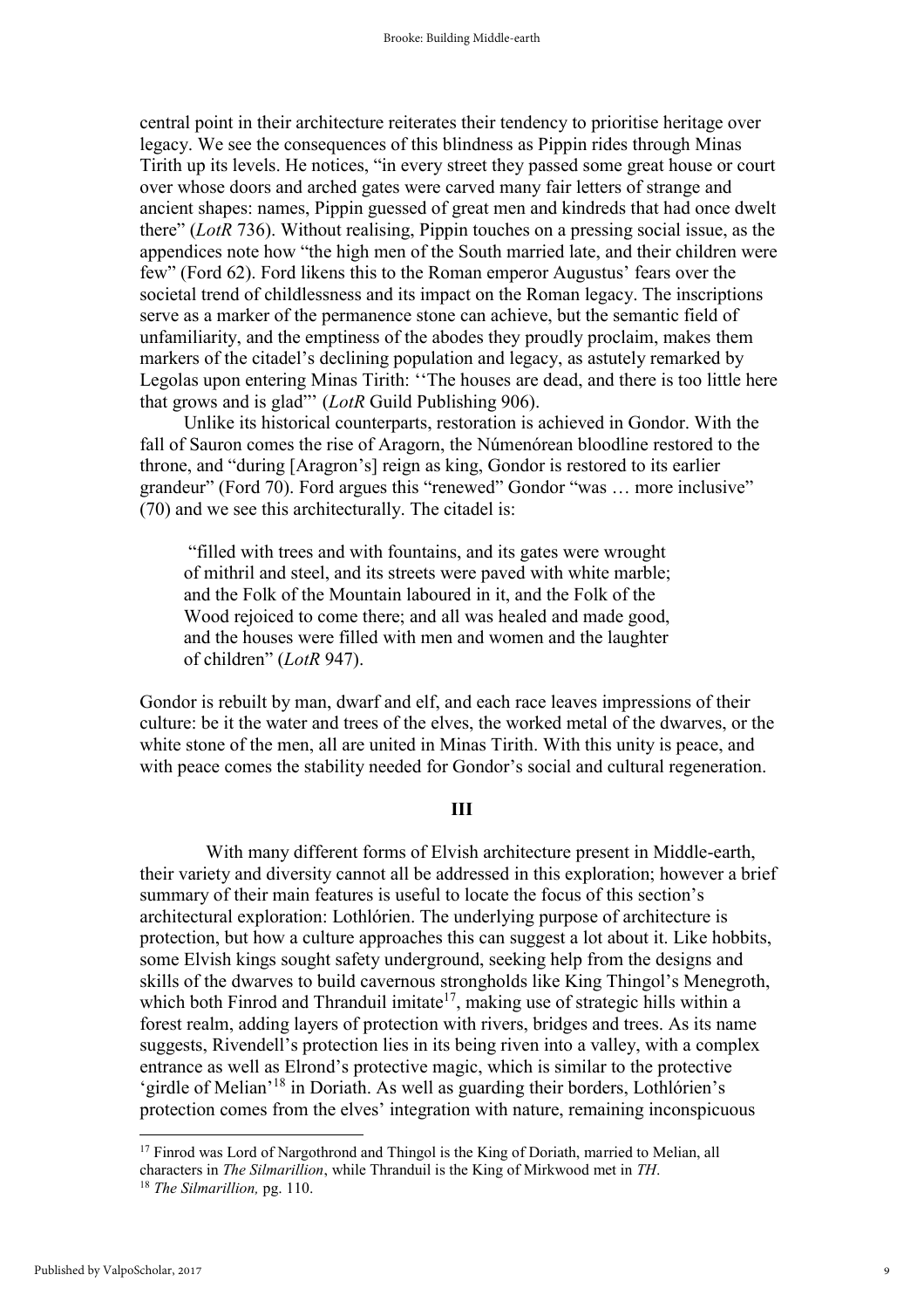central point in their architecture reiterates their tendency to prioritise heritage over legacy. We see the consequences of this blindness as Pippin rides through Minas Tirith up its levels. He notices, "in every street they passed some great house or court over whose doors and arched gates were carved many fair letters of strange and ancient shapes: names, Pippin guessed of great men and kindreds that had once dwelt there" (*LotR* 736). Without realising, Pippin touches on a pressing social issue, as the appendices note how "the high men of the South married late, and their children were few" (Ford 62). Ford likens this to the Roman emperor Augustus' fears over the societal trend of childlessness and its impact on the Roman legacy. The inscriptions serve as a marker of the permanence stone can achieve, but the semantic field of unfamiliarity, and the emptiness of the abodes they proudly proclaim, makes them markers of the citadel's declining population and legacy, as astutely remarked by Legolas upon entering Minas Tirith: ''The houses are dead, and there is too little here that grows and is glad"' (*LotR* Guild Publishing 906).

Unlike its historical counterparts, restoration is achieved in Gondor. With the fall of Sauron comes the rise of Aragorn, the Númenórean bloodline restored to the throne, and "during [Aragron's] reign as king, Gondor is restored to its earlier grandeur" (Ford 70). Ford argues this "renewed" Gondor "was … more inclusive" (70) and we see this architecturally. The citadel is:

> "filled with trees and with fountains, and its gates were wrought of mithril and steel, and its streets were paved with white marble; and the Folk of the Mountain laboured in it, and the Folk of the Wood rejoiced to come there; and all was healed and made good, and the houses were filled with men and women and the laughter of children" (*LotR* 947).

Gondor is rebuilt by man, dwarf and elf, and each race leaves impressions of their culture: be it the water and trees of the elves, the worked metal of the dwarves, or the white stone of the men, all are united in Minas Tirith. With this unity is peace, and with peace comes the stability needed for Gondor's social and cultural regeneration.

## III

With many different forms of Elvish architecture present in Middle-earth, their variety and diversity cannot all be addressed in this exploration; however a brief summary of their main features is useful to locate the focus of this section's architectural exploration: Lothlórien. The underlying purpose of architecture is protection, but how a culture approaches this can suggest a lot about it. Like hobbits, some Elvish kings sought safety underground, seeking help from the designs and skills of the dwarves to build cavernous strongholds like King Thingol's Menegroth, which both Finrod and Thranduil imitate[17], making use of strategic hills within a forest realm, adding layers of protection with rivers, bridges and trees. As its name suggests, Rivendell's protection lies in its being riven into a valley, with a complex entrance as well as Elrond's protective magic, which is similar to the protective 'girdle of Melian'[18] in Doriath. As well as guarding their borders, Lothlórien's protection comes from the elves' integration with nature, remaining inconspicuous

[17] Finrod was Lord of Nargothrond and Thingol is the King of Doriath, married to Melian, all characters in *The Silmarillion*, while Thranduil is the King of Mirkwood met in *TH*.

[18] *The Silmarillion,* pg. 110.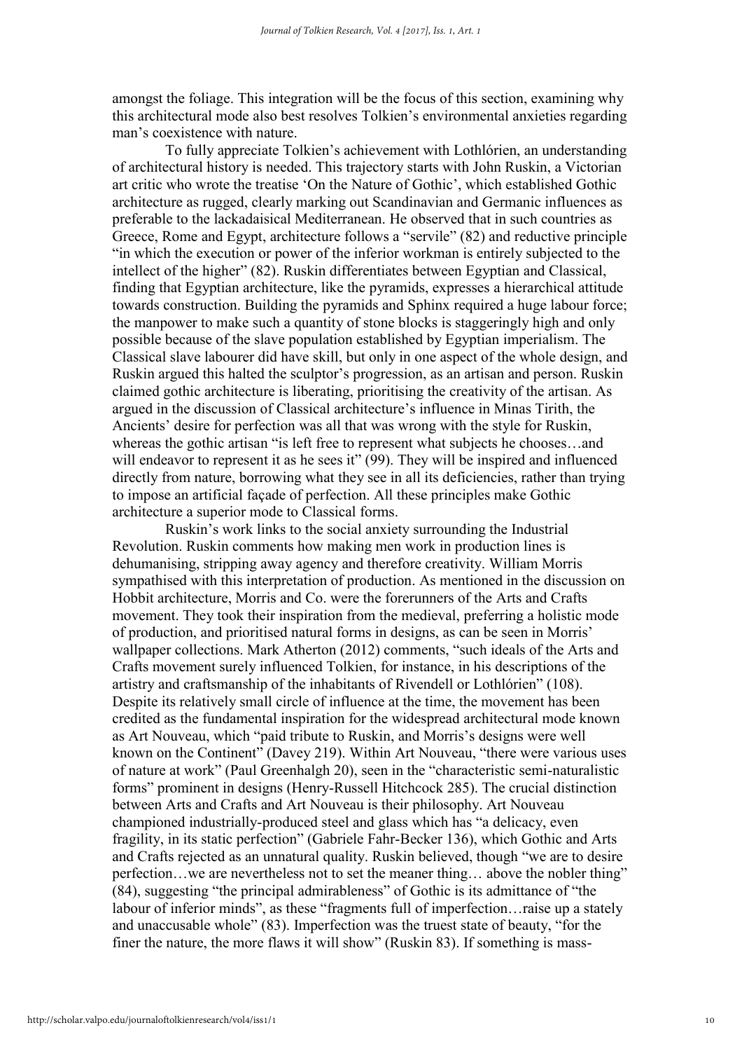amongst the foliage. This integration will be the focus of this section, examining why this architectural mode also best resolves Tolkien's environmental anxieties regarding man's coexistence with nature.

To fully appreciate Tolkien's achievement with Lothlórien, an understanding of architectural history is needed. This trajectory starts with John Ruskin, a Victorian art critic who wrote the treatise 'On the Nature of Gothic', which established Gothic architecture as rugged, clearly marking out Scandinavian and Germanic influences as preferable to the lackadaisical Mediterranean. He observed that in such countries as Greece, Rome and Egypt, architecture follows a "servile" (82) and reductive principle "in which the execution or power of the inferior workman is entirely subjected to the intellect of the higher" (82). Ruskin differentiates between Egyptian and Classical, finding that Egyptian architecture, like the pyramids, expresses a hierarchical attitude towards construction. Building the pyramids and Sphinx required a huge labour force; the manpower to make such a quantity of stone blocks is staggeringly high and only possible because of the slave population established by Egyptian imperialism. The Classical slave labourer did have skill, but only in one aspect of the whole design, and Ruskin argued this halted the sculptor's progression, as an artisan and person. Ruskin claimed gothic architecture is liberating, prioritising the creativity of the artisan. As argued in the discussion of Classical architecture's influence in Minas Tirith, the Ancients' desire for perfection was all that was wrong with the style for Ruskin, whereas the gothic artisan "is left free to represent what subjects he chooses…and will endeavor to represent it as he sees it" (99). They will be inspired and influenced directly from nature, borrowing what they see in all its deficiencies, rather than trying to impose an artificial façade of perfection. All these principles make Gothic architecture a superior mode to Classical forms.

Ruskin's work links to the social anxiety surrounding the Industrial Revolution. Ruskin comments how making men work in production lines is dehumanising, stripping away agency and therefore creativity. William Morris sympathised with this interpretation of production. As mentioned in the discussion on Hobbit architecture, Morris and Co. were the forerunners of the Arts and Crafts movement. They took their inspiration from the medieval, preferring a holistic mode of production, and prioritised natural forms in designs, as can be seen in Morris' wallpaper collections. Mark Atherton (2012) comments, "such ideals of the Arts and Crafts movement surely influenced Tolkien, for instance, in his descriptions of the artistry and craftsmanship of the inhabitants of Rivendell or Lothlórien" (108). Despite its relatively small circle of influence at the time, the movement has been credited as the fundamental inspiration for the widespread architectural mode known as Art Nouveau, which "paid tribute to Ruskin, and Morris's designs were well known on the Continent" (Davey 219). Within Art Nouveau, "there were various uses of nature at work" (Paul Greenhalgh 20), seen in the "characteristic semi-naturalistic forms" prominent in designs (Henry-Russell Hitchcock 285). The crucial distinction between Arts and Crafts and Art Nouveau is their philosophy. Art Nouveau championed industrially-produced steel and glass which has "a delicacy, even fragility, in its static perfection" (Gabriele Fahr-Becker 136), which Gothic and Arts and Crafts rejected as an unnatural quality. Ruskin believed, though "we are to desire perfection…we are nevertheless not to set the meaner thing… above the nobler thing" (84), suggesting "the principal admirableness" of Gothic is its admittance of "the labour of inferior minds", as these "fragments full of imperfection…raise up a stately and unaccusable whole" (83). Imperfection was the truest state of beauty, "for the finer the nature, the more flaws it will show" (Ruskin 83). If something is mass-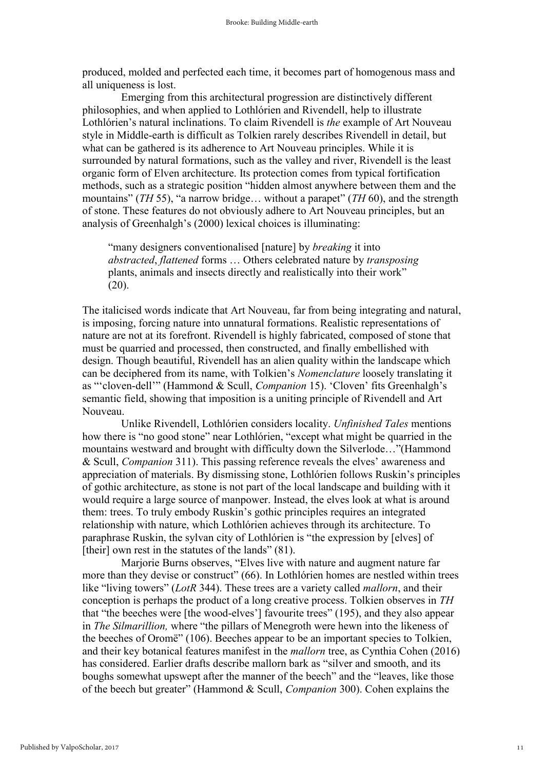produced, molded and perfected each time, it becomes part of homogenous mass and all uniqueness is lost.

Emerging from this architectural progression are distinctively different philosophies, and when applied to Lothlórien and Rivendell, help to illustrate Lothlórien's natural inclinations. To claim Rivendell is *the* example of Art Nouveau style in Middle-earth is difficult as Tolkien rarely describes Rivendell in detail, but what can be gathered is its adherence to Art Nouveau principles. While it is surrounded by natural formations, such as the valley and river, Rivendell is the least organic form of Elven architecture. Its protection comes from typical fortification methods, such as a strategic position "hidden almost anywhere between them and the mountains" (*TH* 55), "a narrow bridge… without a parapet" (*TH* 60), and the strength of stone. These features do not obviously adhere to Art Nouveau principles, but an analysis of Greenhalgh's (2000) lexical choices is illuminating:

> "many designers conventionalised [nature] by *breaking* it into *abstracted*, *flattened* forms … Others celebrated nature by *transposing* plants, animals and insects directly and realistically into their work" (20).

The italicised words indicate that Art Nouveau, far from being integrating and natural, is imposing, forcing nature into unnatural formations. Realistic representations of nature are not at its forefront. Rivendell is highly fabricated, composed of stone that must be quarried and processed, then constructed, and finally embellished with design. Though beautiful, Rivendell has an alien quality within the landscape which can be deciphered from its name, with Tolkien's *Nomenclature* loosely translating it as "'cloven-dell'" (Hammond & Scull, *Companion* 15). 'Cloven' fits Greenhalgh's semantic field, showing that imposition is a uniting principle of Rivendell and Art Nouveau.

Unlike Rivendell, Lothlórien considers locality. *Unfinished Tales* mentions how there is "no good stone" near Lothlórien, "except what might be quarried in the mountains westward and brought with difficulty down the Silverlode…"(Hammond & Scull, *Companion* 311). This passing reference reveals the elves' awareness and appreciation of materials. By dismissing stone, Lothlórien follows Ruskin's principles of gothic architecture, as stone is not part of the local landscape and building with it would require a large source of manpower. Instead, the elves look at what is around them: trees. To truly embody Ruskin's gothic principles requires an integrated relationship with nature, which Lothlórien achieves through its architecture. To paraphrase Ruskin, the sylvan city of Lothlórien is "the expression by [elves] of [their] own rest in the statutes of the lands" (81).

Marjorie Burns observes, "Elves live with nature and augment nature far more than they devise or construct" (66). In Lothlórien homes are nestled within trees like "living towers" (*LotR* 344). These trees are a variety called *mallorn*, and their conception is perhaps the product of a long creative process. Tolkien observes in *TH* that "the beeches were [the wood-elves'] favourite trees" (195), and they also appear in *The Silmarillion,* where "the pillars of Menegroth were hewn into the likeness of the beeches of Oromë" (106). Beeches appear to be an important species to Tolkien, and their key botanical features manifest in the *mallorn* tree, as Cynthia Cohen (2016) has considered. Earlier drafts describe mallorn bark as "silver and smooth, and its boughs somewhat upswept after the manner of the beech" and the "leaves, like those of the beech but greater" (Hammond & Scull, *Companion* 300). Cohen explains the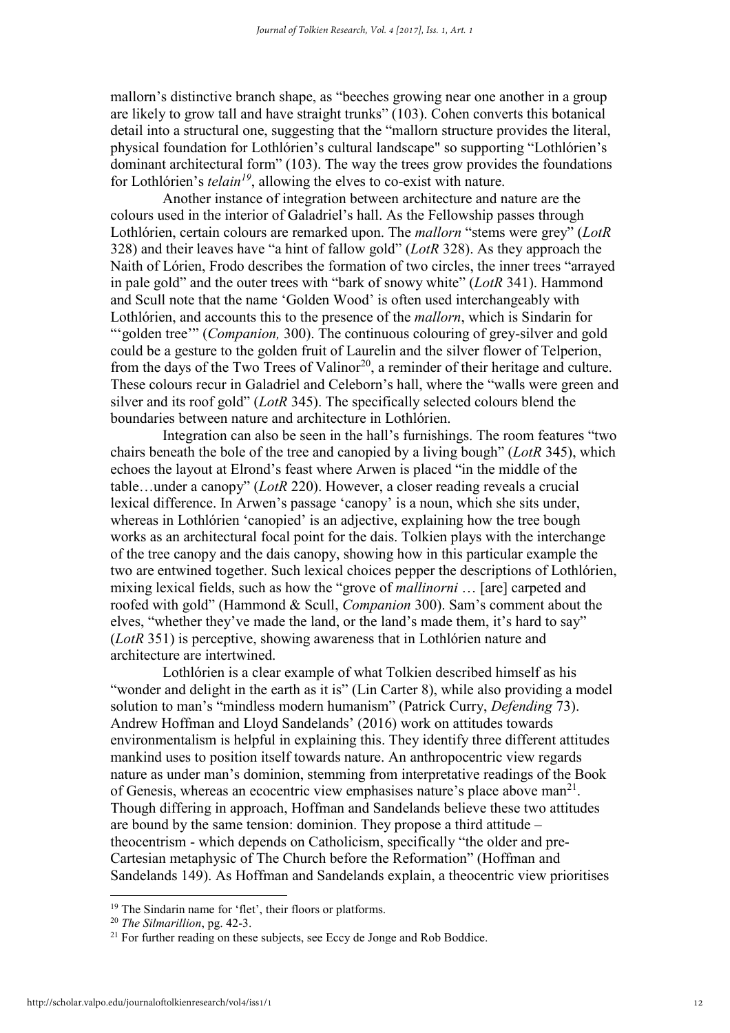mallorn's distinctive branch shape, as "beeches growing near one another in a group are likely to grow tall and have straight trunks" (103). Cohen converts this botanical detail into a structural one, suggesting that the "mallorn structure provides the literal, physical foundation for Lothlórien's cultural landscape" so supporting "Lothlórien's dominant architectural form" (103). The way the trees grow provides the foundations for Lothlórien's *telain*[19], allowing the elves to co-exist with nature.

Another instance of integration between architecture and nature are the colours used in the interior of Galadriel's hall. As the Fellowship passes through Lothlórien, certain colours are remarked upon. The *mallorn* "stems were grey" (*LotR* 328) and their leaves have "a hint of fallow gold" (*LotR* 328). As they approach the Naith of Lórien, Frodo describes the formation of two circles, the inner trees "arrayed in pale gold" and the outer trees with "bark of snowy white" (*LotR* 341). Hammond and Scull note that the name 'Golden Wood' is often used interchangeably with Lothlórien, and accounts this to the presence of the *mallorn*, which is Sindarin for "'golden tree'" (*Companion,* 300). The continuous colouring of grey-silver and gold could be a gesture to the golden fruit of Laurelin and the silver flower of Telperion, from the days of the Two Trees of Valinor[20], a reminder of their heritage and culture. These colours recur in Galadriel and Celeborn's hall, where the "walls were green and silver and its roof gold" (*LotR* 345). The specifically selected colours blend the boundaries between nature and architecture in Lothlórien.

Integration can also be seen in the hall's furnishings. The room features "two chairs beneath the bole of the tree and canopied by a living bough" (*LotR* 345), which echoes the layout at Elrond's feast where Arwen is placed "in the middle of the table…under a canopy" (*LotR* 220). However, a closer reading reveals a crucial lexical difference. In Arwen's passage 'canopy' is a noun, which she sits under, whereas in Lothlórien 'canopied' is an adjective, explaining how the tree bough works as an architectural focal point for the dais. Tolkien plays with the interchange of the tree canopy and the dais canopy, showing how in this particular example the two are entwined together. Such lexical choices pepper the descriptions of Lothlórien, mixing lexical fields, such as how the "grove of *mallinorni* … [are] carpeted and roofed with gold" (Hammond & Scull, *Companion* 300). Sam's comment about the elves, "whether they've made the land, or the land's made them, it's hard to say" (*LotR* 351) is perceptive, showing awareness that in Lothlórien nature and architecture are intertwined.

Lothlórien is a clear example of what Tolkien described himself as his "wonder and delight in the earth as it is" (Lin Carter 8), while also providing a model solution to man's "mindless modern humanism" (Patrick Curry, *Defending* 73). Andrew Hoffman and Lloyd Sandelands' (2016) work on attitudes towards environmentalism is helpful in explaining this. They identify three different attitudes mankind uses to position itself towards nature. An anthropocentric view regards nature as under man's dominion, stemming from interpretative readings of the Book of Genesis, whereas an ecocentric view emphasises nature's place above man[21]. Though differing in approach, Hoffman and Sandelands believe these two attitudes are bound by the same tension: dominion. They propose a third attitude – theocentrism - which depends on Catholicism, specifically "the older and pre-Cartesian metaphysic of The Church before the Reformation" (Hoffman and Sandelands 149). As Hoffman and Sandelands explain, a theocentric view prioritises

---

[19] The Sindarin name for 'flet', their floors or platforms.

[20] *The Silmarillion*, pg. 42-3.

[21] For further reading on these subjects, see Eccy de Jonge and Rob Boddice.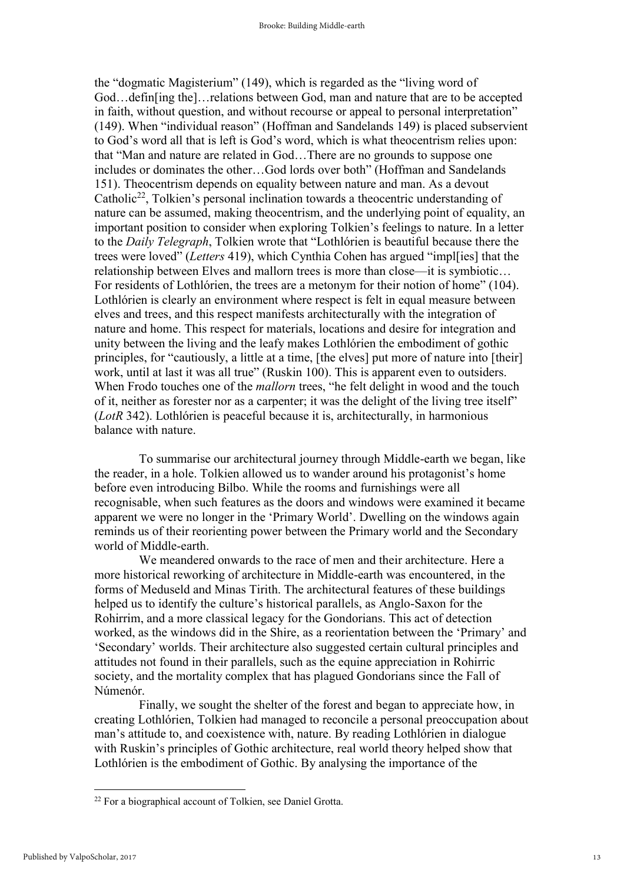the "dogmatic Magisterium" (149), which is regarded as the "living word of God…defin[ing the]…relations between God, man and nature that are to be accepted in faith, without question, and without recourse or appeal to personal interpretation" (149). When "individual reason" (Hoffman and Sandelands 149) is placed subservient to God's word all that is left is God's word, which is what theocentrism relies upon: that "Man and nature are related in God…There are no grounds to suppose one includes or dominates the other…God lords over both" (Hoffman and Sandelands 151). Theocentrism depends on equality between nature and man. As a devout Catholic[22], Tolkien's personal inclination towards a theocentric understanding of nature can be assumed, making theocentrism, and the underlying point of equality, an important position to consider when exploring Tolkien's feelings to nature. In a letter to the *Daily Telegraph*, Tolkien wrote that "Lothlórien is beautiful because there the trees were loved" (*Letters* 419), which Cynthia Cohen has argued "impl[ies] that the relationship between Elves and mallorn trees is more than close—it is symbiotic… For residents of Lothlórien, the trees are a metonym for their notion of home" (104). Lothlórien is clearly an environment where respect is felt in equal measure between elves and trees, and this respect manifests architecturally with the integration of nature and home. This respect for materials, locations and desire for integration and unity between the living and the leafy makes Lothlórien the embodiment of gothic principles, for "cautiously, a little at a time, [the elves] put more of nature into [their] work, until at last it was all true" (Ruskin 100). This is apparent even to outsiders. When Frodo touches one of the *mallorn* trees, "he felt delight in wood and the touch of it, neither as forester nor as a carpenter; it was the delight of the living tree itself" (*LotR* 342). Lothlórien is peaceful because it is, architecturally, in harmonious balance with nature.

To summarise our architectural journey through Middle-earth we began, like the reader, in a hole. Tolkien allowed us to wander around his protagonist's home before even introducing Bilbo. While the rooms and furnishings were all recognisable, when such features as the doors and windows were examined it became apparent we were no longer in the 'Primary World'. Dwelling on the windows again reminds us of their reorienting power between the Primary world and the Secondary world of Middle-earth.

We meandered onwards to the race of men and their architecture. Here a more historical reworking of architecture in Middle-earth was encountered, in the forms of Meduseld and Minas Tirith. The architectural features of these buildings helped us to identify the culture's historical parallels, as Anglo-Saxon for the Rohirrim, and a more classical legacy for the Gondorians. This act of detection worked, as the windows did in the Shire, as a reorientation between the 'Primary' and 'Secondary' worlds. Their architecture also suggested certain cultural principles and attitudes not found in their parallels, such as the equine appreciation in Rohirric society, and the mortality complex that has plagued Gondorians since the Fall of Númenór.

Finally, we sought the shelter of the forest and began to appreciate how, in creating Lothlórien, Tolkien had managed to reconcile a personal preoccupation about man's attitude to, and coexistence with, nature. By reading Lothlórien in dialogue with Ruskin's principles of Gothic architecture, real world theory helped show that Lothlórien is the embodiment of Gothic. By analysing the importance of the

[22] For a biographical account of Tolkien, see Daniel Grotta.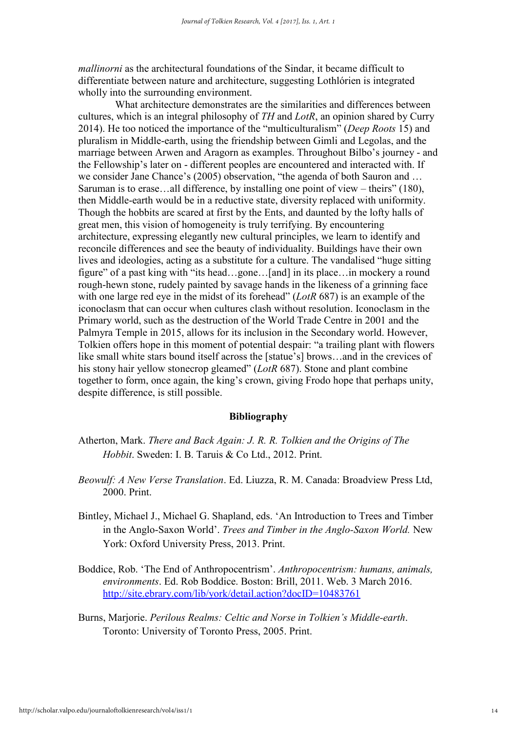*mallinorni* as the architectural foundations of the Sindar, it became difficult to differentiate between nature and architecture, suggesting Lothlórien is integrated wholly into the surrounding environment.

What architecture demonstrates are the similarities and differences between cultures, which is an integral philosophy of *TH* and *LotR*, an opinion shared by Curry 2014). He too noticed the importance of the "multiculturalism" (*Deep Roots* 15) and pluralism in Middle-earth, using the friendship between Gimli and Legolas, and the marriage between Arwen and Aragorn as examples. Throughout Bilbo's journey - and the Fellowship's later on - different peoples are encountered and interacted with. If we consider Jane Chance's (2005) observation, "the agenda of both Sauron and … Saruman is to erase…all difference, by installing one point of view – theirs" (180), then Middle-earth would be in a reductive state, diversity replaced with uniformity. Though the hobbits are scared at first by the Ents, and daunted by the lofty halls of great men, this vision of homogeneity is truly terrifying. By encountering architecture, expressing elegantly new cultural principles, we learn to identify and reconcile differences and see the beauty of individuality. Buildings have their own lives and ideologies, acting as a substitute for a culture. The vandalised "huge sitting figure" of a past king with "its head…gone…[and] in its place…in mockery a round rough-hewn stone, rudely painted by savage hands in the likeness of a grinning face with one large red eye in the midst of its forehead" (*LotR* 687) is an example of the iconoclasm that can occur when cultures clash without resolution. Iconoclasm in the Primary world, such as the destruction of the World Trade Centre in 2001 and the Palmyra Temple in 2015, allows for its inclusion in the Secondary world. However, Tolkien offers hope in this moment of potential despair: "a trailing plant with flowers like small white stars bound itself across the [statue's] brows…and in the crevices of his stony hair yellow stonecrop gleamed" (*LotR* 687). Stone and plant combine together to form, once again, the king's crown, giving Frodo hope that perhaps unity, despite difference, is still possible.

## Bibliography

Atherton, Mark. *There and Back Again: J. R. R. Tolkien and the Origins of The Hobbit*. Sweden: I. B. Taruis & Co Ltd., 2012. Print.

*Beowulf: A New Verse Translation*. Ed. Liuzza, R. M. Canada: Broadview Press Ltd, 2000. Print.

Bintley, Michael J., Michael G. Shapland, eds. 'An Introduction to Trees and Timber in the Anglo-Saxon World'. *Trees and Timber in the Anglo-Saxon World.* New York: Oxford University Press, 2013. Print.

Boddice, Rob. 'The End of Anthropocentrism'. *Anthropocentrism: humans, animals, environments*. Ed. Rob Boddice. Boston: Brill, 2011. Web. 3 March 2016. http://site.ebrary.com/lib/york/detail.action?docID=10483761

Burns, Marjorie. *Perilous Realms: Celtic and Norse in Tolkien's Middle-earth*. Toronto: University of Toronto Press, 2005. Print.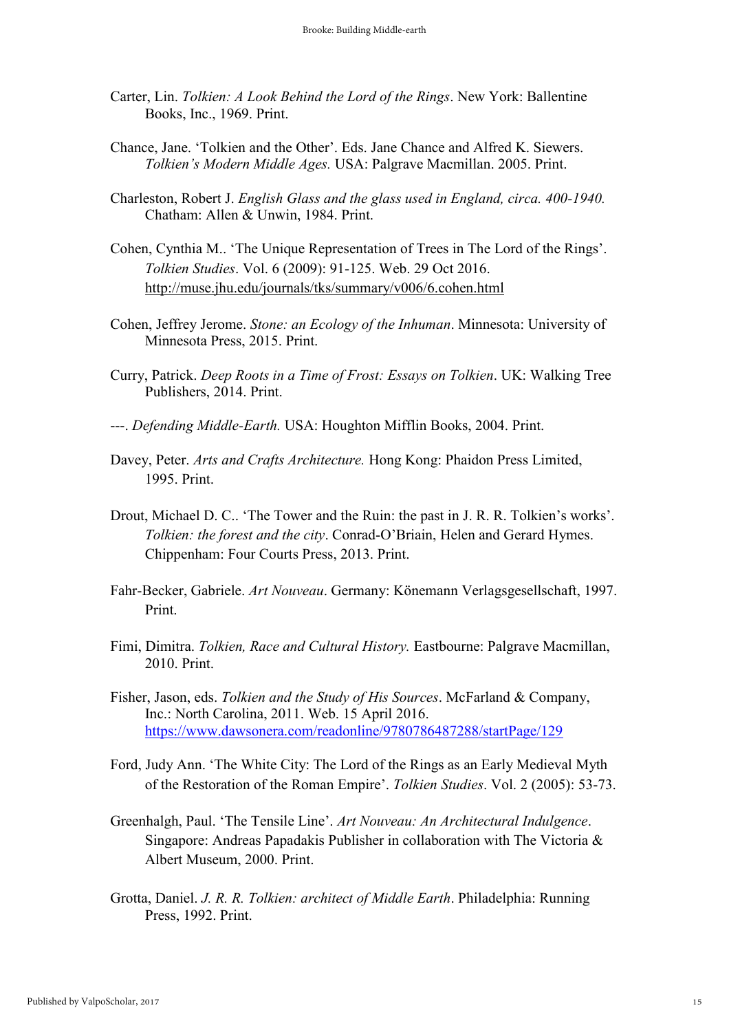Carter, Lin. *Tolkien: A Look Behind the Lord of the Rings*. New York: Ballentine Books, Inc., 1969. Print.

Chance, Jane. 'Tolkien and the Other'. Eds. Jane Chance and Alfred K. Siewers. *Tolkien's Modern Middle Ages.* USA: Palgrave Macmillan. 2005. Print.

Charleston, Robert J. *English Glass and the glass used in England, circa. 400-1940.* Chatham: Allen & Unwin, 1984. Print.

Cohen, Cynthia M.. 'The Unique Representation of Trees in The Lord of the Rings'. *Tolkien Studies*. Vol. 6 (2009): 91-125. Web. 29 Oct 2016. http://muse.jhu.edu/journals/tks/summary/v006/6.cohen.html

Cohen, Jeffrey Jerome. *Stone: an Ecology of the Inhuman*. Minnesota: University of Minnesota Press, 2015. Print.

Curry, Patrick. *Deep Roots in a Time of Frost: Essays on Tolkien*. UK: Walking Tree Publishers, 2014. Print.

---. *Defending Middle-Earth.* USA: Houghton Mifflin Books, 2004. Print.

Davey, Peter. *Arts and Crafts Architecture.* Hong Kong: Phaidon Press Limited, 1995. Print.

Drout, Michael D. C.. 'The Tower and the Ruin: the past in J. R. R. Tolkien's works'. *Tolkien: the forest and the city*. Conrad-O'Briain, Helen and Gerard Hymes. Chippenham: Four Courts Press, 2013. Print.

Fahr-Becker, Gabriele. *Art Nouveau*. Germany: Könemann Verlagsgesellschaft, 1997. Print.

Fimi, Dimitra. *Tolkien, Race and Cultural History.* Eastbourne: Palgrave Macmillan, 2010. Print.

Fisher, Jason, eds. *Tolkien and the Study of His Sources*. McFarland & Company, Inc.: North Carolina, 2011. Web. 15 April 2016. https://www.dawsonera.com/readonline/9780786487288/startPage/129

Ford, Judy Ann. 'The White City: The Lord of the Rings as an Early Medieval Myth of the Restoration of the Roman Empire'. *Tolkien Studies*. Vol. 2 (2005): 53-73.

Greenhalgh, Paul. 'The Tensile Line'. *Art Nouveau: An Architectural Indulgence*. Singapore: Andreas Papadakis Publisher in collaboration with The Victoria & Albert Museum, 2000. Print.

Grotta, Daniel. *J. R. R. Tolkien: architect of Middle Earth*. Philadelphia: Running Press, 1992. Print.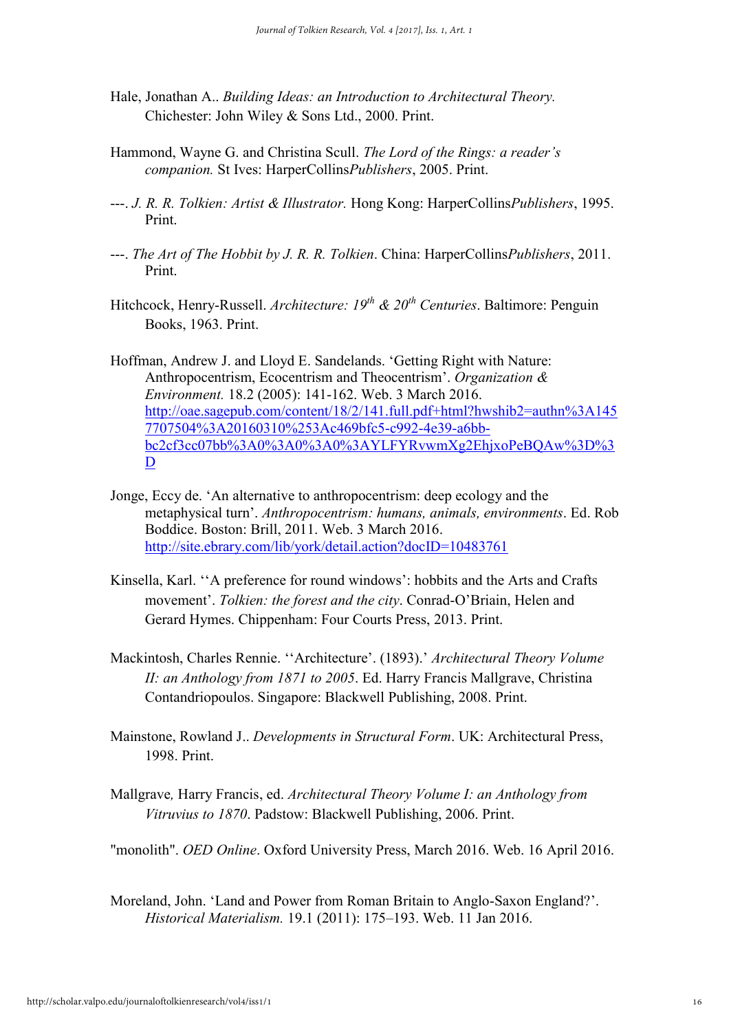Hale, Jonathan A.. *Building Ideas: an Introduction to Architectural Theory.* Chichester: John Wiley & Sons Ltd., 2000. Print.

Hammond, Wayne G. and Christina Scull. *The Lord of the Rings: a reader's companion.* St Ives: HarperCollins*Publishers*, 2005. Print.

---. *J. R. R. Tolkien: Artist & Illustrator.* Hong Kong: HarperCollins*Publishers*, 1995. Print.

---. *The Art of The Hobbit by J. R. R. Tolkien*. China: HarperCollins*Publishers*, 2011. Print.

Hitchcock, Henry-Russell. *Architecture: 19th & 20th Centuries*. Baltimore: Penguin Books, 1963. Print.

Hoffman, Andrew J. and Lloyd E. Sandelands. 'Getting Right with Nature: Anthropocentrism, Ecocentrism and Theocentrism'. *Organization & Environment.* 18.2 (2005): 141-162. Web. 3 March 2016. http://oae.sagepub.com/content/18/2/141.full.pdf+html?hwshib2=authn%3A1457707504%3A20160310%253Ac469bfc5-c992-4e39-a6bb-bc2cf3cc07bb%3A0%3A0%3A0%3AYLFYRvwmXg2EhjxoPeBQAw%3D%3D

Jonge, Eccy de. 'An alternative to anthropocentrism: deep ecology and the metaphysical turn'. *Anthropocentrism: humans, animals, environments*. Ed. Rob Boddice. Boston: Brill, 2011. Web. 3 March 2016. http://site.ebrary.com/lib/york/detail.action?docID=10483761

Kinsella, Karl. ''A preference for round windows': hobbits and the Arts and Crafts movement'. *Tolkien: the forest and the city*. Conrad-O'Briain, Helen and Gerard Hymes. Chippenham: Four Courts Press, 2013. Print.

Mackintosh, Charles Rennie. ''Architecture'. (1893).' *Architectural Theory Volume II: an Anthology from 1871 to 2005*. Ed. Harry Francis Mallgrave, Christina Contandriopoulos. Singapore: Blackwell Publishing, 2008. Print.

Mainstone, Rowland J.. *Developments in Structural Form*. UK: Architectural Press, 1998. Print.

Mallgrave, Harry Francis, ed. *Architectural Theory Volume I: an Anthology from Vitruvius to 1870*. Padstow: Blackwell Publishing, 2006. Print.

"monolith". *OED Online*. Oxford University Press, March 2016. Web. 16 April 2016.

Moreland, John. 'Land and Power from Roman Britain to Anglo-Saxon England?'. *Historical Materialism.* 19.1 (2011): 175–193. Web. 11 Jan 2016.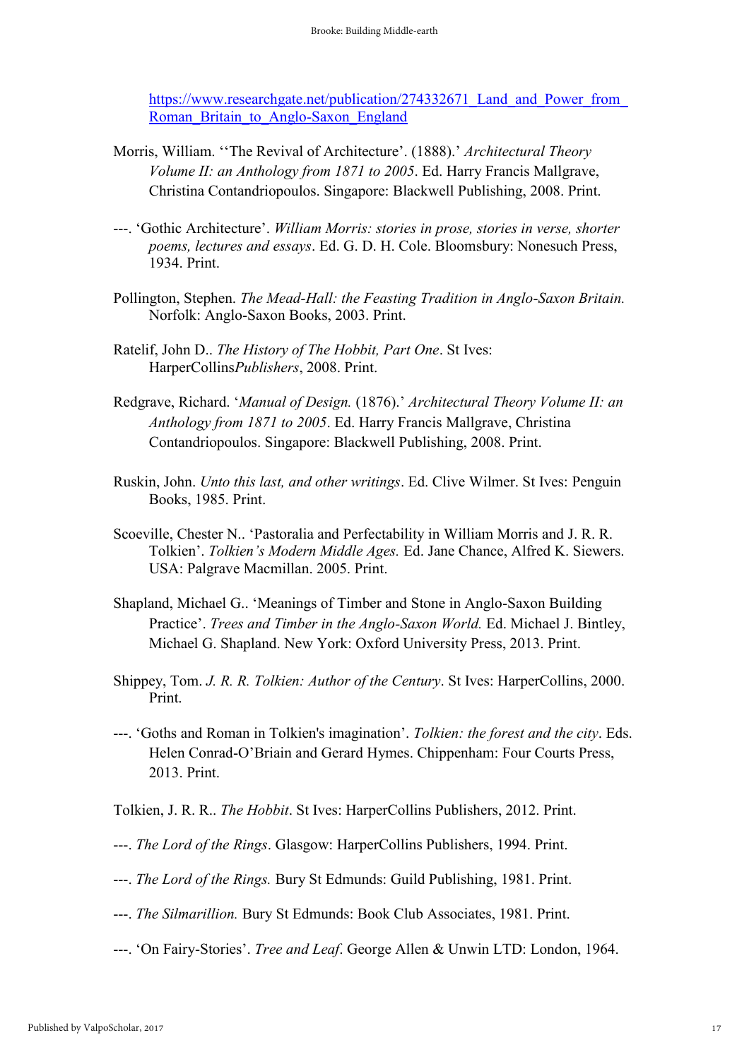https://www.researchgate.net/publication/274332671_Land_and_Power_from_Roman_Britain_to_Anglo-Saxon_England

Morris, William. ''The Revival of Architecture'. (1888).' *Architectural Theory Volume II: an Anthology from 1871 to 2005*. Ed. Harry Francis Mallgrave, Christina Contandriopoulos. Singapore: Blackwell Publishing, 2008. Print.

---. 'Gothic Architecture'. *William Morris: stories in prose, stories in verse, shorter poems, lectures and essays*. Ed. G. D. H. Cole. Bloomsbury: Nonesuch Press, 1934. Print.

Pollington, Stephen. *The Mead-Hall: the Feasting Tradition in Anglo-Saxon Britain.* Norfolk: Anglo-Saxon Books, 2003. Print.

Ratelif, John D.. *The History of The Hobbit, Part One*. St Ives: HarperCollins*Publishers*, 2008. Print.

Redgrave, Richard. '*Manual of Design.* (1876).' *Architectural Theory Volume II: an Anthology from 1871 to 2005*. Ed. Harry Francis Mallgrave, Christina Contandriopoulos. Singapore: Blackwell Publishing, 2008. Print.

Ruskin, John. *Unto this last, and other writings*. Ed. Clive Wilmer. St Ives: Penguin Books, 1985. Print.

Scoeville, Chester N.. 'Pastoralia and Perfectability in William Morris and J. R. R. Tolkien'. *Tolkien's Modern Middle Ages.* Ed. Jane Chance, Alfred K. Siewers. USA: Palgrave Macmillan. 2005. Print.

Shapland, Michael G.. 'Meanings of Timber and Stone in Anglo-Saxon Building Practice'. *Trees and Timber in the Anglo-Saxon World.* Ed. Michael J. Bintley, Michael G. Shapland. New York: Oxford University Press, 2013. Print.

Shippey, Tom. *J. R. R. Tolkien: Author of the Century*. St Ives: HarperCollins, 2000. Print.

---. 'Goths and Roman in Tolkien's imagination'. *Tolkien: the forest and the city*. Eds. Helen Conrad-O'Briain and Gerard Hymes. Chippenham: Four Courts Press, 2013. Print.

Tolkien, J. R. R.. *The Hobbit*. St Ives: HarperCollins Publishers, 2012. Print.

---. *The Lord of the Rings*. Glasgow: HarperCollins Publishers, 1994. Print.

---. *The Lord of the Rings.* Bury St Edmunds: Guild Publishing, 1981. Print.

---. *The Silmarillion.* Bury St Edmunds: Book Club Associates, 1981. Print.

---. 'On Fairy-Stories'. *Tree and Leaf*. George Allen & Unwin LTD: London, 1964.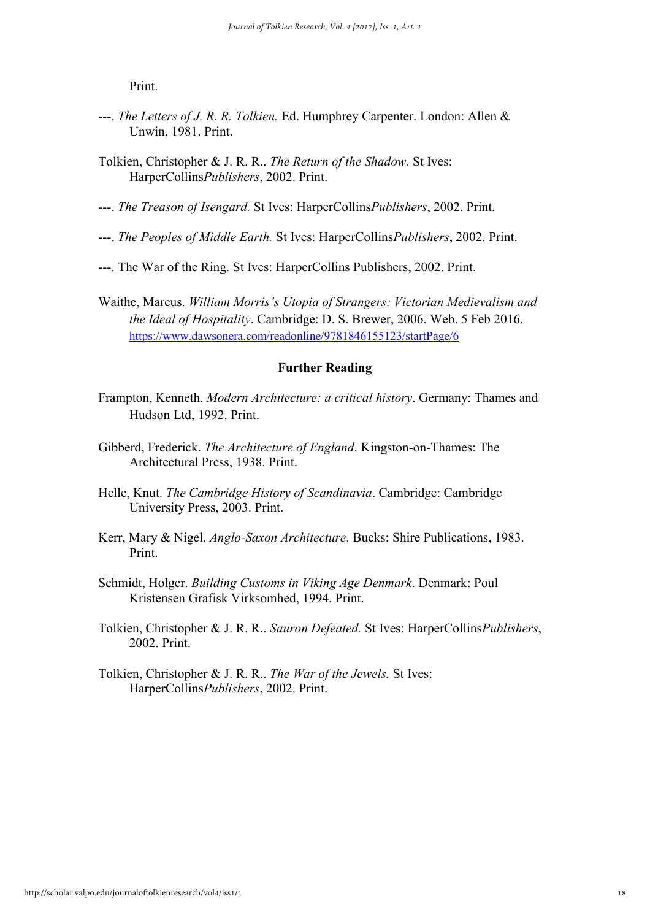Print.

---. *The Letters of J. R. R. Tolkien.* Ed. Humphrey Carpenter. London: Allen & Unwin, 1981. Print.

Tolkien, Christopher & J. R. R.. *The Return of the Shadow.* St Ives: HarperCollins*Publishers*, 2002. Print.

---. *The Treason of Isengard.* St Ives: HarperCollins*Publishers*, 2002. Print.

---. *The Peoples of Middle Earth.* St Ives: HarperCollins*Publishers*, 2002. Print.

---. The War of the Ring. St Ives: HarperCollins Publishers, 2002. Print.

Waithe, Marcus. *William Morris's Utopia of Strangers: Victorian Medievalism and the Ideal of Hospitality*. Cambridge: D. S. Brewer, 2006. Web. 5 Feb 2016. https://www.dawsonera.com/readonline/9781846155123/startPage/6

## Further Reading

Frampton, Kenneth. *Modern Architecture: a critical history*. Germany: Thames and Hudson Ltd, 1992. Print.

Gibberd, Frederick. *The Architecture of England*. Kingston-on-Thames: The Architectural Press, 1938. Print.

Helle, Knut. *The Cambridge History of Scandinavia*. Cambridge: Cambridge University Press, 2003. Print.

Kerr, Mary & Nigel. *Anglo-Saxon Architecture*. Bucks: Shire Publications, 1983. Print.

Schmidt, Holger. *Building Customs in Viking Age Denmark*. Denmark: Poul Kristensen Grafisk Virksomhed, 1994. Print.

Tolkien, Christopher & J. R. R.. *Sauron Defeated.* St Ives: HarperCollins*Publishers*, 2002. Print.

Tolkien, Christopher & J. R. R.. *The War of the Jewels.* St Ives: HarperCollins*Publishers*, 2002. Print.